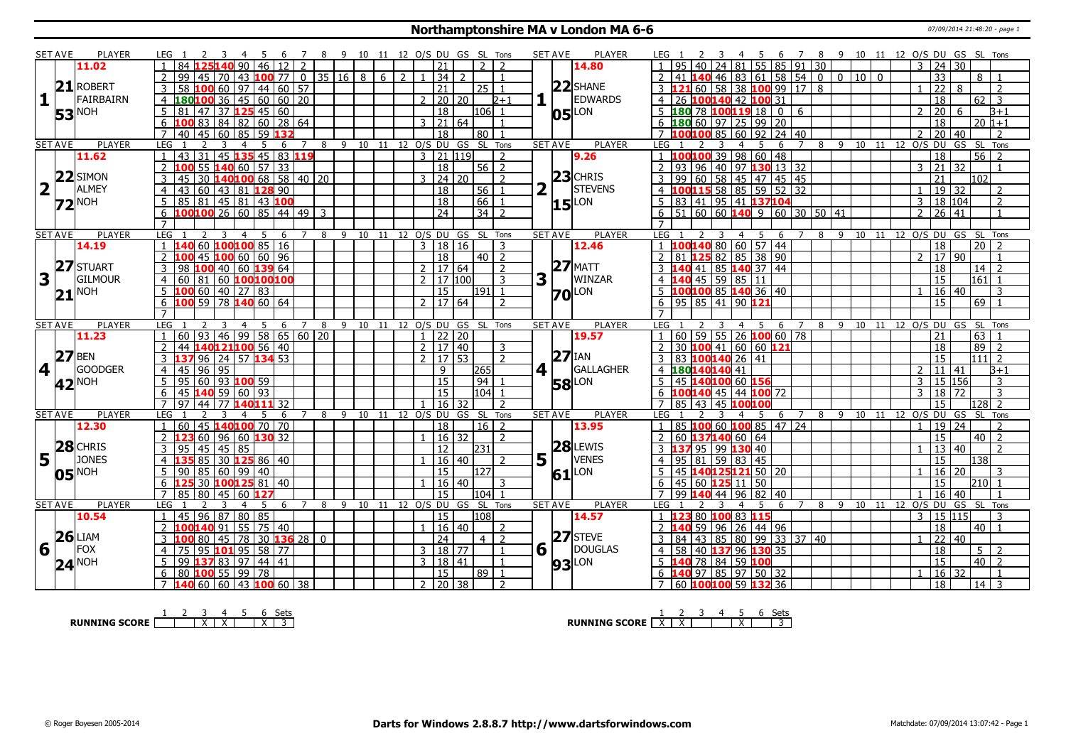# Northamptonshire MA v London MA 6-6

07/09/2014 21:48:20 - page 1

| SET AVE | PLAYER | LEG | 1 | 2 | 3 | 4 | 5 | 6 | 7 | 8 | 9 | 10 | 11 | 12 | O/S | DU | GS | SL | Tons | SET AVE | PLAYER | LEG | 1 | 2 | 3 | 4 | 5 | 6 | 7 | 8 | 9 | 10 | 11 | 12 | O/S | DU | GS | SL | Tons |
|---|---|---|---|---|---|---|---|---|---|---|---|---|---|---|---|---|---|---|---|---|---|---|---|---|---|---|---|---|---|---|---|---|---|---|---|---|---|---|---|
| 11.02 | | 1 | 84 | 125 | 140 | 90 | 46 | 12 | 2 | | | | | | | 21 | | 2 | 2 | 14.80 | | 1 | 95 | 40 | 24 | 81 | 55 | 85 | 91 | 30 | | | | | 3 | 24 | 30 | | |
| 21 | ROBERT | 2 | 99 | 45 | 70 | 43 | 100 | 77 | 0 | 35 | 16 | 8 | 6 | 2 | 1 | 34 | 2 | | 1 | 22 | SHANE | 2 | 41 | 140 | 46 | 83 | 61 | 58 | 54 | 0 | 0 | 10 | 0 | | | 33 | | 8 | 1 |
| 1 | FAIRBAIRN | 3 | 58 | 100 | 60 | 97 | 44 | 60 | 57 | | | | | | | 21 | | 25 | 1 | 1 | EDWARDS | 3 | 121 | 60 | 58 | 38 | 100 | 99 | 17 | 8 | | | | | 1 | 22 | 8 | | 2 |
| 53 | NOH | 4 | 180 | 100 | 36 | 45 | 60 | 60 | 20 | | | | | | 2 | 20 | 20 | | 2+1 | 05 | LON | 4 | 26 | 100 | 140 | 42 | 100 | 31 | | | | | | | | 18 | | 62 | 3 |
| | | 5 | 81 | 47 | 37 | 125 | 45 | 60 | | | | | | | | 18 | | 106 | 1 | | | 5 | 180 | 78 | 100 | 119 | 18 | 0 | 6 | | | | | | 2 | 20 | 6 | | 3+1 |
| | | 6 | 100 | 83 | 84 | 82 | 60 | 28 | 64 | | | | | | 3 | 21 | 64 | | 1 | | | 6 | 180 | 60 | 97 | 25 | 99 | 20 | | | | | | | | 18 | | 20 | 1+1 |
| | | 7 | 40 | 45 | 60 | 85 | 59 | 132 | | | | | | | | 18 | | 80 | 1 | | | 7 | 100 | 100 | 85 | 60 | 92 | 24 | 40 | | | | | | 2 | 20 | 40 | | 2 |
| SET AVE | PLAYER | LEG | 1 | 2 | 3 | 4 | 5 | 6 | 7 | 8 | 9 | 10 | 11 | 12 | O/S | DU | GS | SL | Tons | SET AVE | PLAYER | LEG | 1 | 2 | 3 | 4 | 5 | 6 | 7 | 8 | 9 | 10 | 11 | 12 | O/S | DU | GS | SL | Tons |
| 11.62 | | 1 | 43 | 31 | 45 | 135 | 45 | 83 | 119 | | | | | | 3 | 21 | 119 | | 2 | 9.26 | | 1 | 100 | 100 | 39 | 98 | 60 | 48 | | | | | | | | 18 | | 56 | 2 |
| 22 | SIMON | 2 | 100 | 55 | 140 | 60 | 57 | 33 | | | | | | | | 18 | | 56 | 2 | 23 | CHRIS | 2 | 93 | 96 | 40 | 97 | 130 | 13 | 32 | | | | | | 3 | 21 | 32 | | 1 |
| 2 | ALMEY | 3 | 45 | 30 | 140 | 100 | 68 | 58 | 40 | 20 | | | | | 3 | 24 | 20 | | 2 | 2 | STEVENS | 3 | 99 | 60 | 58 | 45 | 47 | 45 | 45 | | | | | | | 21 | | 102 | |
| 72 | NOH | 4 | 43 | 60 | 43 | 81 | 128 | 90 | | | | | | | | 18 | | 56 | 1 | 15 | LON | 4 | 100 | 115 | 58 | 85 | 59 | 52 | 32 | | | | | | 1 | 19 | 32 | | 2 |
| | | 5 | 85 | 81 | 45 | 81 | 43 | 100 | | | | | | | | 18 | | 66 | 1 | | | 5 | 83 | 41 | 95 | 41 | 137 | 104 | | | | | | | 3 | 18 | 104 | | 2 |
| | | 6 | 100 | 100 | 26 | 60 | 85 | 44 | 49 | 3 | | | | | | 24 | | 34 | 2 | | | 6 | 51 | 60 | 60 | 140 | 9 | 60 | 30 | 50 | 41 | | | | 2 | 26 | 41 | | 1 |
| | | 7 | | | | | | | | | | | | | | | | | | | | 7 | | | | | | | | | | | | | | | | | |
| SET AVE | PLAYER | LEG | 1 | 2 | 3 | 4 | 5 | 6 | 7 | 8 | 9 | 10 | 11 | 12 | O/S | DU | GS | SL | Tons | SET AVE | PLAYER | LEG | 1 | 2 | 3 | 4 | 5 | 6 | 7 | 8 | 9 | 10 | 11 | 12 | O/S | DU | GS | SL | Tons |
| 14.19 | | 1 | 140 | 60 | 100 | 100 | 85 | 16 | | | | | | | 3 | 18 | 16 | | 3 | 12.46 | | 1 | 100 | 140 | 80 | 60 | 57 | 44 | | | | | | | | 18 | | 20 | 2 |
| 27 | STUART | 2 | 100 | 45 | 100 | 60 | 60 | 96 | | | | | | | | 18 | | 40 | 2 | 27 | MATT | 2 | 81 | 125 | 82 | 85 | 38 | 90 | | | | | | | 2 | 17 | 90 | | 1 |
| 3 | GILMOUR | 3 | 98 | 100 | 40 | 60 | 139 | 64 | | | | | | | 2 | 17 | 64 | | 2 | 3 | WINZAR | 3 | 140 | 41 | 85 | 140 | 37 | 44 | | | | | | | | 18 | | 14 | 2 |
| 21 | NOH | 4 | 60 | 81 | 60 | 100 | 100 | 100 | | | | | | | 2 | 17 | 100 | | 3 | 70 | LON | 4 | 140 | 45 | 59 | 85 | 11 | | | | | | | | | 15 | | 161 | 1 |
| | | 5 | 100 | 60 | 40 | 27 | 83 | | | | | | | | | 15 | | 191 | 1 | | | 5 | 100 | 100 | 85 | 140 | 36 | 40 | | | | | | | 1 | 16 | 40 | | 3 |
| | | 6 | 100 | 59 | 78 | 140 | 60 | 64 | | | | | | | 2 | 17 | 64 | | 2 | | | 6 | 95 | 85 | 41 | 90 | 121 | | | | | | | | | 15 | | 69 | 1 |
| | | 7 | | | | | | | | | | | | | | | | | | | | 7 | | | | | | | | | | | | | | | | | |
| SET AVE | PLAYER | LEG | 1 | 2 | 3 | 4 | 5 | 6 | 7 | 8 | 9 | 10 | 11 | 12 | O/S | DU | GS | SL | Tons | SET AVE | PLAYER | LEG | 1 | 2 | 3 | 4 | 5 | 6 | 7 | 8 | 9 | 10 | 11 | 12 | O/S | DU | GS | SL | Tons |
| 11.23 | | 1 | 60 | 93 | 46 | 99 | 58 | 65 | 60 | 20 | | | | | 1 | 22 | 20 | | | 19.57 | | 1 | 60 | 59 | 55 | 26 | 100 | 60 | 78 | | | | | | | 21 | | 63 | 1 |
| 27 | BEN | 2 | 44 | 140 | 121 | 100 | 56 | 40 | | | | | | | 2 | 17 | 40 | | 3 | 27 | IAN | 2 | 30 | 100 | 41 | 60 | 60 | 121 | | | | | | | | 18 | | 89 | 2 |
| 4 | GOODGER | 3 | 137 | 96 | 24 | 57 | 134 | 53 | | | | | | | 2 | 17 | 53 | | 2 | 4 | GALLAGHER | 3 | 83 | 100 | 140 | 26 | 41 | | | | | | | | | 15 | | 111 | 2 |
| 42 | NOH | 4 | 45 | 96 | 95 | | | | | | | | | | | 9 | | 265 | | 58 | LON | 4 | 180 | 140 | 140 | 41 | | | | | | | | | 2 | 11 | 41 | | 3+1 |
| | | 5 | 95 | 60 | 93 | 100 | 59 | | | | | | | | | 15 | | 94 | 1 | | | 5 | 45 | 140 | 100 | 60 | 156 | | | | | | | | 3 | 15 | 156 | | 3 |
| | | 6 | 45 | 140 | 59 | 60 | 93 | | | | | | | | | 15 | | 104 | 1 | | | 6 | 100 | 140 | 45 | 44 | 100 | 72 | | | | | | | 3 | 18 | 72 | | 3 |
| | | 7 | 97 | 44 | 77 | 140 | 111 | 32 | | | | | | | 1 | 16 | 32 | | 2 | | | 7 | 85 | 43 | 45 | 100 | 100 | | | | | | | | | 15 | | 128 | 2 |
| SET AVE | PLAYER | LEG | 1 | 2 | 3 | 4 | 5 | 6 | 7 | 8 | 9 | 10 | 11 | 12 | O/S | DU | GS | SL | Tons | SET AVE | PLAYER | LEG | 1 | 2 | 3 | 4 | 5 | 6 | 7 | 8 | 9 | 10 | 11 | 12 | O/S | DU | GS | SL | Tons |
| 12.30 | | 1 | 60 | 45 | 140 | 100 | 70 | 70 | | | | | | | | 18 | | 16 | 2 | 13.95 | | 1 | 85 | 100 | 60 | 100 | 85 | 47 | 24 | | | | | | 1 | 19 | 24 | | 2 |
| 28 | CHRIS | 2 | 123 | 60 | 96 | 60 | 130 | 32 | | | | | | | 1 | 16 | 32 | | 2 | 28 | LEWIS | 2 | 60 | 137 | 140 | 60 | 64 | | | | | | | | | 15 | | 40 | 2 |
| 5 | JONES | 3 | 95 | 45 | 45 | 85 | | | | | | | | | | 12 | | 231 | | 5 | VENES | 3 | 137 | 95 | 99 | 130 | 40 | | | | | | | | 1 | 13 | 40 | | 2 |
| 05 | NOH | 4 | 135 | 85 | 30 | 125 | 86 | 40 | | | | | | | 1 | 16 | 40 | | 2 | 61 | LON | 4 | 95 | 81 | 59 | 83 | 45 | | | | | | | | | 15 | | 138 | |
| | | 5 | 90 | 85 | 60 | 99 | 40 | | | | | | | | | 15 | | 127 | | | | 5 | 45 | 140 | 125 | 121 | 50 | 20 | | | | | | | 1 | 16 | 20 | | 3 |
| | | 6 | 125 | 30 | 100 | 125 | 81 | 40 | | | | | | | 1 | 16 | 40 | | 3 | | | 6 | 45 | 60 | 125 | 11 | 50 | | | | | | | | | 15 | | 210 | 1 |
| | | 7 | 85 | 80 | 45 | 60 | 127 | | | | | | | | | 15 | | 104 | 1 | | | 7 | 99 | 140 | 44 | 96 | 82 | 40 | | | | | | | 1 | 16 | 40 | | 1 |
| SET AVE | PLAYER | LEG | 1 | 2 | 3 | 4 | 5 | 6 | 7 | 8 | 9 | 10 | 11 | 12 | O/S | DU | GS | SL | Tons | SET AVE | PLAYER | LEG | 1 | 2 | 3 | 4 | 5 | 6 | 7 | 8 | 9 | 10 | 11 | 12 | O/S | DU | GS | SL | Tons |
| 10.54 | | 1 | 45 | 96 | 87 | 80 | 85 | | | | | | | | | 15 | | 108 | | 14.57 | | 1 | 123 | 80 | 100 | 83 | 115 | | | | | | | | 3 | 15 | 115 | | 3 |
| 26 | LIAM | 2 | 100 | 140 | 91 | 55 | 75 | 40 | | | | | | | 1 | 16 | 40 | | 2 | 27 | STEVE | 2 | 140 | 59 | 96 | 26 | 44 | 96 | | | | | | | | 18 | | 40 | 1 |
| 6 | FOX | 3 | 100 | 80 | 45 | 78 | 30 | 136 | 28 | 0 | | | | | | 24 | | 4 | 2 | 6 | DOUGLAS | 3 | 84 | 43 | 85 | 80 | 99 | 33 | 37 | 40 | | | | | 1 | 22 | 40 | | |
| 24 | NOH | 4 | 75 | 95 | 101 | 95 | 58 | 77 | | | | | | | 3 | 18 | 77 | | 1 | 93 | LON | 4 | 58 | 40 | 137 | 96 | 130 | 35 | | | | | | | | 18 | | 5 | 2 |
| | | 5 | 99 | 137 | 83 | 97 | 44 | 41 | | | | | | | 3 | 18 | 41 | | 1 | | | 5 | 140 | 78 | 84 | 59 | 100 | | | | | | | | | 15 | | 40 | 2 |
| | | 6 | 80 | 100 | 55 | 99 | 78 | | | | | | | | | 15 | | 89 | 1 | | | 6 | 140 | 97 | 85 | 97 | 50 | 32 | | | | | | | 1 | 16 | 32 | | 1 |
| | | 7 | 140 | 60 | 60 | 43 | 100 | 60 | 38 | | | | | | 2 | 20 | 38 | | 2 | | | 7 | 60 | 100 | 100 | 59 | 132 | 36 | | | | | | | | 18 | | 14 | 3 |

| RUNNING SCORE | 1 | 2 | 3 | 4 | 5 | 6 | Sets |
|---|---|---|---|---|---|---|---|
| | | | X | X | | X | 3 |

| RUNNING SCORE | 1 | 2 | 3 | 4 | 5 | 6 | Sets |
|---|---|---|---|---|---|---|---|
| | X | X | | | X | | 3 |

© Roger Boyesen 2005-2014 | **Darts for Windows 2.8.8.7 http://www.dartsforwindows.com** | Matchdate: 07/09/2014 13:07:42 - Page 1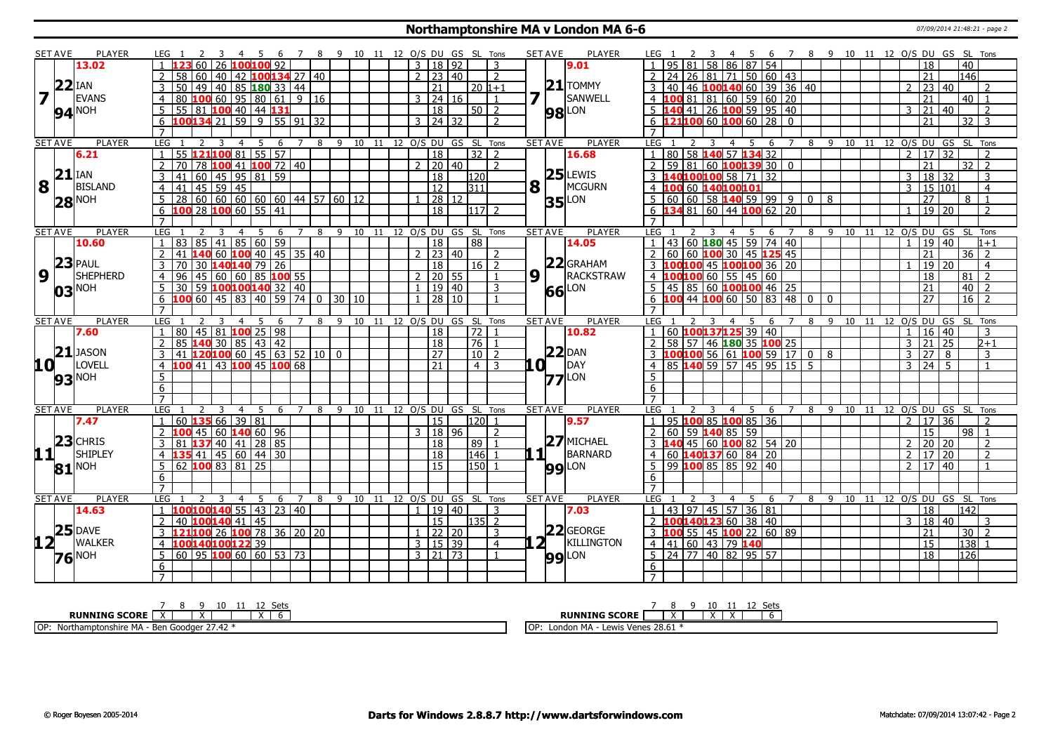# Northamptonshire MA v London MA 6-6

| SET AVE | PLAYER | LEG | 1 | 2 | 3 | 4 | 5 | 6 | 7 | 8 | 9 | 10 | 11 | 12 | O/S | DU | GS | SL | Tons |
|---|---|---|---|---|---|---|---|---|---|---|---|---|---|---|---|---|---|---|---|
| 13.02 | | 1 | 123 | 60 | 26 | 100 | 100 | 92 | | | | | | | 3 | 18 | 92 | | 3 |
| 22 | IAN | 2 | 58 | 60 | 40 | 42 | 100 | 134 | 27 | 40 | | | | | 2 | 23 | 40 | | 2 |
| 7 | EVANS | 3 | 50 | 49 | 40 | 85 | 180 | 33 | 44 | | | | | | | 21 | | 20 | 1+1 |
| 94 | NOH | 4 | 80 | 100 | 60 | 95 | 80 | 61 | 9 | 16 | | | | | 3 | 24 | 16 | | 1 |
| | | 5 | 55 | 81 | 100 | 40 | 44 | 131 | | | | | | | | 18 | | 50 | 2 |
| | | 6 | 100 | 134 | 21 | 59 | 9 | 55 | 91 | 32 | | | | | 3 | 24 | 32 | | 2 |
| | | 7 | | | | | | | | | | | | | | | | | |

| SET AVE | PLAYER | LEG | 1 | 2 | 3 | 4 | 5 | 6 | 7 | 8 | 9 | 10 | 11 | 12 | O/S | DU | GS | SL | Tons |
|---|---|---|---|---|---|---|---|---|---|---|---|---|---|---|---|---|---|---|---|
| 9.01 | | 1 | 95 | 81 | 58 | 86 | 87 | 54 | | | | | | | | 18 | | 40 | |
| 21 | TOMMY | 2 | 24 | 26 | 81 | 71 | 50 | 60 | 43 | | | | | | | 21 | | 146 | |
| 7 | SANWELL | 3 | 40 | 46 | 100 | 140 | 60 | 39 | 36 | 40 | | | | | 2 | 23 | 40 | | 2 |
| 98 | LON | 4 | 100 | 81 | 81 | 60 | 59 | 60 | 20 | | | | | | | 21 | | 40 | 1 |
| | | 5 | 140 | 41 | 26 | 100 | 59 | 95 | 40 | | | | | | 3 | 21 | 40 | | 2 |
| | | 6 | 121 | 100 | 60 | 100 | 60 | 28 | 0 | | | | | | | 21 | | 32 | 3 |
| | | 7 | | | | | | | | | | | | | | | | | |

| SET AVE | PLAYER | LEG | 1 | 2 | 3 | 4 | 5 | 6 | 7 | 8 | 9 | 10 | 11 | 12 | O/S | DU | GS | SL | Tons |
|---|---|---|---|---|---|---|---|---|---|---|---|---|---|---|---|---|---|---|---|
| 6.21 | | 1 | 55 | 121 | 100 | 81 | 55 | 57 | | | | | | | | 18 | | 32 | 2 |
| 21 | IAN | 2 | 70 | 78 | 100 | 41 | 100 | 72 | 40 | | | | | | 2 | 20 | 40 | | 2 |
| 8 | BISLAND | 3 | 41 | 60 | 45 | 95 | 81 | 59 | | | | | | | | 18 | | 120 | |
| 28 | NOH | 4 | 41 | 45 | 59 | 45 | | | | | | | | | | 12 | | 311 | |
| | | 5 | 28 | 60 | 60 | 60 | 60 | 60 | 44 | 57 | 60 | 12 | | | 1 | 28 | 12 | | |
| | | 6 | 100 | 28 | 100 | 60 | 55 | 41 | | | | | | | | 18 | | 117 | 2 |
| | | 7 | | | | | | | | | | | | | | | | | |

| SET AVE | PLAYER | LEG | 1 | 2 | 3 | 4 | 5 | 6 | 7 | 8 | 9 | 10 | 11 | 12 | O/S | DU | GS | SL | Tons |
|---|---|---|---|---|---|---|---|---|---|---|---|---|---|---|---|---|---|---|---|
| 16.68 | | 1 | 80 | 58 | 140 | 57 | 134 | 32 | | | | | | | 2 | 17 | 32 | | 2 |
| 25 | LEWIS | 2 | 59 | 81 | 60 | 100 | 139 | 30 | 0 | | | | | | | 21 | | 32 | 2 |
| 8 | MCGURN | 3 | 140 | 100 | 100 | 58 | 71 | 32 | | | | | | | 3 | 18 | 32 | | 3 |
| 35 | LON | 4 | 100 | 60 | 140 | 100 | 101 | | | | | | | | 3 | 15 | 101 | | 4 |
| | | 5 | 60 | 60 | 58 | 140 | 59 | 99 | 9 | 0 | 8 | | | | | 27 | | 8 | 1 |
| | | 6 | 134 | 81 | 60 | 44 | 100 | 62 | 20 | | | | | | 1 | 19 | 20 | | 2 |
| | | 7 | | | | | | | | | | | | | | | | | |

| SET AVE | PLAYER | LEG | 1 | 2 | 3 | 4 | 5 | 6 | 7 | 8 | 9 | 10 | 11 | 12 | O/S | DU | GS | SL | Tons |
|---|---|---|---|---|---|---|---|---|---|---|---|---|---|---|---|---|---|---|---|
| 10.60 | | 1 | 83 | 85 | 41 | 85 | 60 | 59 | | | | | | | | 18 | | 88 | |
| 23 | PAUL | 2 | 41 | 140 | 60 | 100 | 40 | 45 | 35 | 40 | | | | | 2 | 23 | 40 | | 2 |
| 9 | SHEPHERD | 3 | 70 | 30 | 140 | 140 | 79 | 26 | | | | | | | | 18 | | 16 | 2 |
| 03 | NOH | 4 | 96 | 45 | 60 | 60 | 85 | 100 | 55 | | | | | | 2 | 20 | 55 | | 1 |
| | | 5 | 30 | 59 | 100 | 100 | 140 | 32 | 40 | | | | | | 1 | 19 | 40 | | 3 |
| | | 6 | 100 | 60 | 45 | 83 | 40 | 59 | 74 | 0 | 30 | 10 | | | 1 | 28 | 10 | | 1 |
| | | 7 | | | | | | | | | | | | | | | | | |

| SET AVE | PLAYER | LEG | 1 | 2 | 3 | 4 | 5 | 6 | 7 | 8 | 9 | 10 | 11 | 12 | O/S | DU | GS | SL | Tons |
|---|---|---|---|---|---|---|---|---|---|---|---|---|---|---|---|---|---|---|---|
| 14.05 | | 1 | 43 | 60 | 180 | 45 | 59 | 74 | 40 | | | | | | 1 | 19 | 40 | | 1+1 |
| 22 | GRAHAM | 2 | 60 | 60 | 100 | 30 | 45 | 125 | 45 | | | | | | | 21 | | 36 | 2 |
| 9 | RACKSTRAW | 3 | 100 | 100 | 45 | 100 | 100 | 36 | 20 | | | | | | 1 | 19 | 20 | | 4 |
| 66 | LON | 4 | 100 | 100 | 60 | 55 | 45 | 60 | | | | | | | | 18 | | 81 | 2 |
| | | 5 | 45 | 85 | 60 | 100 | 100 | 46 | 25 | | | | | | | 21 | | 40 | 2 |
| | | 6 | 100 | 44 | 100 | 60 | 50 | 83 | 48 | 0 | 0 | | | | | 27 | | 16 | 2 |
| | | 7 | | | | | | | | | | | | | | | | | |

| SET AVE | PLAYER | LEG | 1 | 2 | 3 | 4 | 5 | 6 | 7 | 8 | 9 | 10 | 11 | 12 | O/S | DU | GS | SL | Tons |
|---|---|---|---|---|---|---|---|---|---|---|---|---|---|---|---|---|---|---|---|
| 7.60 | | 1 | 80 | 45 | 81 | 100 | 25 | 98 | | | | | | | | 18 | | 72 | 1 |
| 21 | JASON | 2 | 85 | 140 | 30 | 85 | 43 | 42 | | | | | | | | 18 | | 76 | 1 |
| 10 | LOVELL | 3 | 41 | 120 | 100 | 60 | 45 | 63 | 52 | 10 | 0 | | | | | 27 | | 10 | 2 |
| 93 | NOH | 4 | 100 | 41 | 43 | 100 | 45 | 100 | 68 | | | | | | | 21 | | 4 | 3 |
| | | 5 | | | | | | | | | | | | | | | | | |
| | | 6 | | | | | | | | | | | | | | | | | |
| | | 7 | | | | | | | | | | | | | | | | | |

| SET AVE | PLAYER | LEG | 1 | 2 | 3 | 4 | 5 | 6 | 7 | 8 | 9 | 10 | 11 | 12 | O/S | DU | GS | SL | Tons |
|---|---|---|---|---|---|---|---|---|---|---|---|---|---|---|---|---|---|---|---|
| 10.82 | | 1 | 60 | 100 | 137 | 125 | 39 | 40 | | | | | | | 1 | 16 | 40 | | 3 |
| 22 | DAN | 2 | 58 | 57 | 46 | 180 | 35 | 100 | 25 | | | | | | 3 | 21 | 25 | | 2+1 |
| 10 | DAY | 3 | 100 | 100 | 56 | 61 | 100 | 59 | 17 | 0 | 8 | | | | 3 | 27 | 8 | | 3 |
| 77 | LON | 4 | 85 | 140 | 59 | 57 | 45 | 95 | 15 | 5 | | | | | 3 | 24 | 5 | | 1 |
| | | 5 | | | | | | | | | | | | | | | | | |
| | | 6 | | | | | | | | | | | | | | | | | |
| | | 7 | | | | | | | | | | | | | | | | | |

| SET AVE | PLAYER | LEG | 1 | 2 | 3 | 4 | 5 | 6 | 7 | 8 | 9 | 10 | 11 | 12 | O/S | DU | GS | SL | Tons |
|---|---|---|---|---|---|---|---|---|---|---|---|---|---|---|---|---|---|---|---|
| 7.47 | | 1 | 60 | 135 | 66 | 39 | 81 | | | | | | | | | 15 | | 120 | 1 |
| 23 | CHRIS | 2 | 100 | 45 | 60 | 140 | 60 | 96 | | | | | | | 3 | 18 | 96 | | 2 |
| 11 | SHIPLEY | 3 | 81 | 137 | 40 | 41 | 28 | 85 | | | | | | | | 18 | | 89 | 1 |
| 81 | NOH | 4 | 135 | 41 | 45 | 60 | 44 | 30 | | | | | | | | 18 | | 146 | 1 |
| | | 5 | 62 | 100 | 83 | 81 | 25 | | | | | | | | | 15 | | 150 | 1 |
| | | 6 | | | | | | | | | | | | | | | | | |
| | | 7 | | | | | | | | | | | | | | | | | |

| SET AVE | PLAYER | LEG | 1 | 2 | 3 | 4 | 5 | 6 | 7 | 8 | 9 | 10 | 11 | 12 | O/S | DU | GS | SL | Tons |
|---|---|---|---|---|---|---|---|---|---|---|---|---|---|---|---|---|---|---|---|
| 9.57 | | 1 | 95 | 100 | 85 | 100 | 85 | 36 | | | | | | | 2 | 17 | 36 | | 2 |
| 27 | MICHAEL | 2 | 60 | 59 | 140 | 85 | 59 | | | | | | | | | 15 | | 98 | 1 |
| 11 | BARNARD | 3 | 140 | 45 | 60 | 100 | 82 | 54 | 20 | | | | | | 2 | 20 | 20 | | 2 |
| 99 | LON | 4 | 60 | 140 | 137 | 60 | 84 | 20 | | | | | | | 2 | 17 | 20 | | 2 |
| | | 5 | 99 | 100 | 85 | 85 | 92 | 40 | | | | | | | 2 | 17 | 40 | | 1 |
| | | 6 | | | | | | | | | | | | | | | | | |
| | | 7 | | | | | | | | | | | | | | | | | |

| SET AVE | PLAYER | LEG | 1 | 2 | 3 | 4 | 5 | 6 | 7 | 8 | 9 | 10 | 11 | 12 | O/S | DU | GS | SL | Tons |
|---|---|---|---|---|---|---|---|---|---|---|---|---|---|---|---|---|---|---|---|
| 14.63 | | 1 | 100 | 100 | 140 | 55 | 43 | 23 | 40 | | | | | | 1 | 19 | 40 | | 3 |
| 25 | DAVE | 2 | 40 | 100 | 140 | 41 | 45 | | | | | | | | | 15 | | 135 | 2 |
| 12 | WALKER | 3 | 121 | 100 | 26 | 100 | 78 | 36 | 20 | 20 | | | | | 1 | 22 | 20 | | 3 |
| 76 | NOH | 4 | 100 | 140 | 100 | 122 | 39 | | | | | | | | 3 | 15 | 39 | | 4 |
| | | 5 | 60 | 95 | 100 | 60 | 60 | 53 | 73 | | | | | | 3 | 21 | 73 | | 1 |
| | | 6 | | | | | | | | | | | | | | | | | |
| | | 7 | | | | | | | | | | | | | | | | | |

| SET AVE | PLAYER | LEG | 1 | 2 | 3 | 4 | 5 | 6 | 7 | 8 | 9 | 10 | 11 | 12 | O/S | DU | GS | SL | Tons |
|---|---|---|---|---|---|---|---|---|---|---|---|---|---|---|---|---|---|---|---|
| 7.03 | | 1 | 43 | 97 | 45 | 57 | 36 | 81 | | | | | | | | 18 | | 142 | |
| 22 | GEORGE | 2 | 100 | 140 | 123 | 60 | 38 | 40 | | | | | | | 3 | 18 | 40 | | 3 |
| 12 | KILLINGTON | 3 | 100 | 55 | 45 | 100 | 22 | 60 | 89 | | | | | | | 21 | | 30 | 2 |
| 99 | LON | 4 | 41 | 60 | 43 | 79 | 140 | | | | | | | | | 15 | | 138 | 1 |
| | | 5 | 24 | 77 | 40 | 82 | 95 | 57 | | | | | | | | 18 | | 126 | |
| | | 6 | | | | | | | | | | | | | | | | | |
| | | 7 | | | | | | | | | | | | | | | | | |

| RUNNING SCORE | 7 | 8 | 9 | 10 | 11 | 12 | Sets |
|---|---|---|---|---|---|---|---|
| Northamptonshire MA | X | | X | | | X | 6 |
| London MA | | X | | X | X | | 6 |

OP: Northamptonshire MA - Ben Goodger 27.42 *

OP: London MA - Lewis Venes 28.61 *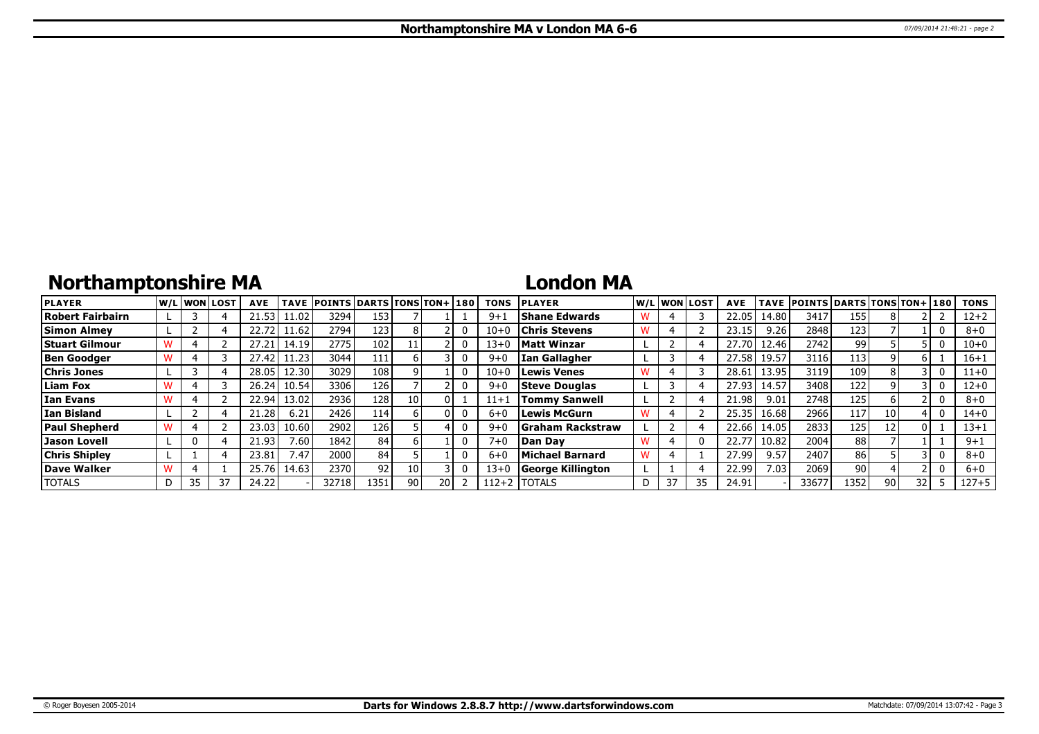## Northamptonshire MA

| PLAYER | W/L | WON | LOST | AVE | TAVE | POINTS | DARTS | TONS | TON+ | 180 | TONS |
|---|---|---|---|---|---|---|---|---|---|---|---|
| Robert Fairbairn | L | 3 | 4 | 21.53 | 11.02 | 3294 | 153 | 7 | 1 | 1 | 9+1 |
| Simon Almey | L | 2 | 4 | 22.72 | 11.62 | 2794 | 123 | 8 | 2 | 0 | 10+0 |
| Stuart Gilmour | W | 4 | 2 | 27.21 | 14.19 | 2775 | 102 | 11 | 2 | 0 | 13+0 |
| Ben Goodger | W | 4 | 3 | 27.42 | 11.23 | 3044 | 111 | 6 | 3 | 0 | 9+0 |
| Chris Jones | L | 3 | 4 | 28.05 | 12.30 | 3029 | 108 | 9 | 1 | 0 | 10+0 |
| Liam Fox | W | 4 | 3 | 26.24 | 10.54 | 3306 | 126 | 7 | 2 | 0 | 9+0 |
| Ian Evans | W | 4 | 2 | 22.94 | 13.02 | 2936 | 128 | 10 | 0 | 1 | 11+1 |
| Ian Bisland | L | 2 | 4 | 21.28 | 6.21 | 2426 | 114 | 6 | 0 | 0 | 6+0 |
| Paul Shepherd | W | 4 | 2 | 23.03 | 10.60 | 2902 | 126 | 5 | 4 | 0 | 9+0 |
| Jason Lovell | L | 0 | 4 | 21.93 | 7.60 | 1842 | 84 | 6 | 1 | 0 | 7+0 |
| Chris Shipley | L | 1 | 4 | 23.81 | 7.47 | 2000 | 84 | 5 | 1 | 0 | 6+0 |
| Dave Walker | W | 4 | 1 | 25.76 | 14.63 | 2370 | 92 | 10 | 3 | 0 | 13+0 |
| TOTALS | D | 35 | 37 | 24.22 | - | 32718 | 1351 | 90 | 20 | 2 | 112+2 |

## London MA

| PLAYER | W/L | WON | LOST | AVE | TAVE | POINTS | DARTS | TONS | TON+ | 180 | TONS |
|---|---|---|---|---|---|---|---|---|---|---|---|
| Shane Edwards | W | 4 | 3 | 22.05 | 14.80 | 3417 | 155 | 8 | 2 | 2 | 12+2 |
| Chris Stevens | W | 4 | 2 | 23.15 | 9.26 | 2848 | 123 | 7 | 1 | 0 | 8+0 |
| Matt Winzar | L | 2 | 4 | 27.70 | 12.46 | 2742 | 99 | 5 | 5 | 0 | 10+0 |
| Ian Gallagher | L | 3 | 4 | 27.58 | 19.57 | 3116 | 113 | 9 | 6 | 1 | 16+1 |
| Lewis Venes | W | 4 | 3 | 28.61 | 13.95 | 3119 | 109 | 8 | 3 | 0 | 11+0 |
| Steve Douglas | L | 3 | 4 | 27.93 | 14.57 | 3408 | 122 | 9 | 3 | 0 | 12+0 |
| Tommy Sanwell | L | 2 | 4 | 21.98 | 9.01 | 2748 | 125 | 6 | 2 | 0 | 8+0 |
| Lewis McGurn | W | 4 | 2 | 25.35 | 16.68 | 2966 | 117 | 10 | 4 | 0 | 14+0 |
| Graham Rackstraw | L | 2 | 4 | 22.66 | 14.05 | 2833 | 125 | 12 | 0 | 1 | 13+1 |
| Dan Day | W | 4 | 0 | 22.77 | 10.82 | 2004 | 88 | 7 | 1 | 1 | 9+1 |
| Michael Barnard | W | 4 | 1 | 27.99 | 9.57 | 2407 | 86 | 5 | 3 | 0 | 8+0 |
| George Killington | L | 1 | 4 | 22.99 | 7.03 | 2069 | 90 | 4 | 2 | 0 | 6+0 |
| TOTALS | D | 37 | 35 | 24.91 | - | 33677 | 1352 | 90 | 32 | 5 | 127+5 |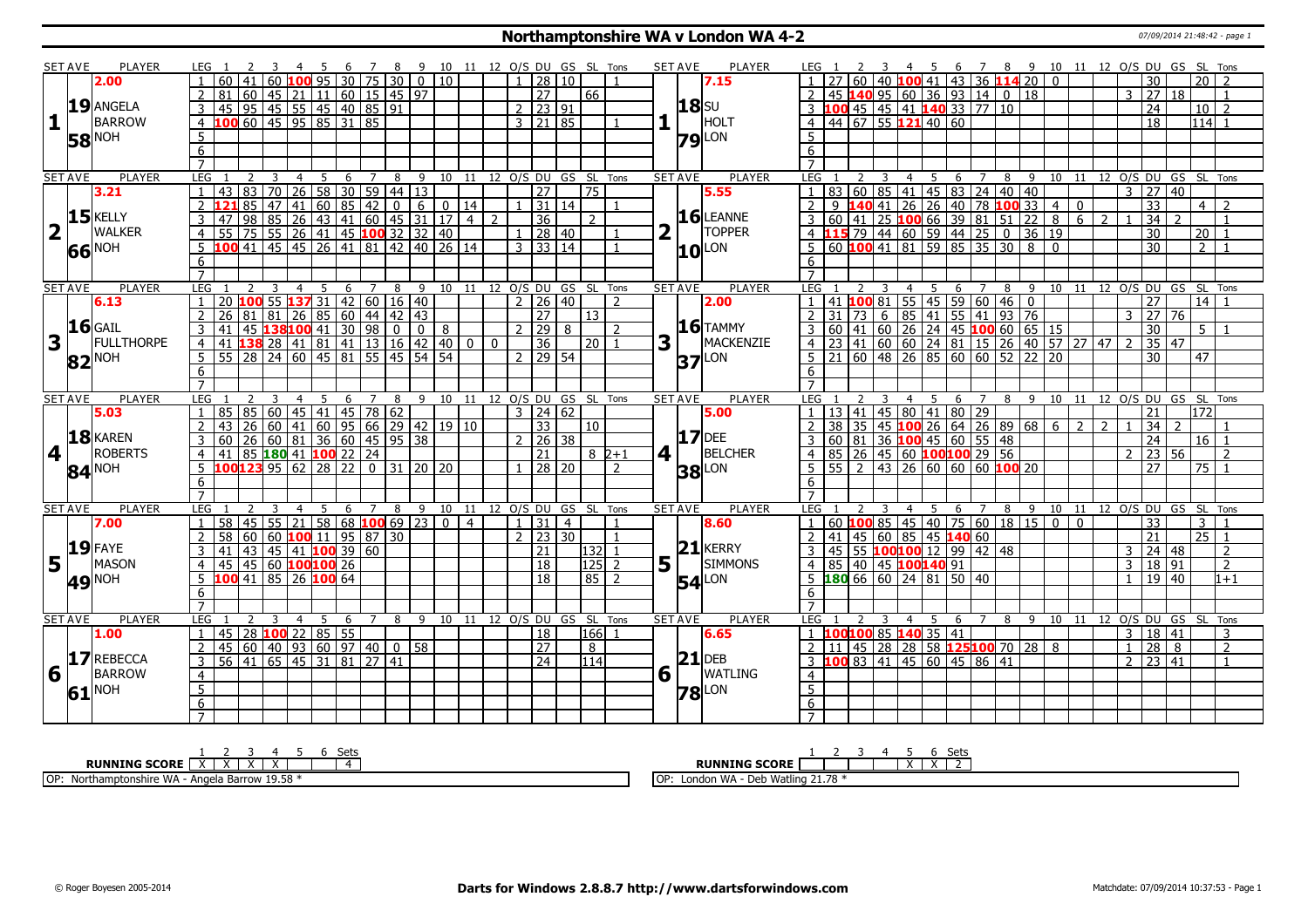# Northamptonshire WA v London WA 4-2

07/09/2014 21:48:42 - page 1

| SET AVE | PLAYER | LEG | 1 | 2 | 3 | 4 | 5 | 6 | 7 | 8 | 9 | 10 | 11 | 12 | O/S | DU | GS | SL | Tons | SET AVE | PLAYER | LEG | 1 | 2 | 3 | 4 | 5 | 6 | 7 | 8 | 9 | 10 | 11 | 12 | O/S | DU | GS | SL | Tons |
|---|---|---|---|---|---|---|---|---|---|---|---|---|---|---|---|---|---|---|---|---|---|---|---|---|---|---|---|---|---|---|---|---|---|---|---|---|---|---|---|
| 2.00 | | 1 | 60 | 41 | 60 | 100 | 95 | 30 | 75 | 30 | 0 | 10 | | | 1 | 28 | 10 | | 1 | 7.15 | | 1 | 27 | 60 | 40 | 100 | 41 | 43 | 36 | 114 | 20 | 0 | | | | 30 | | 20 | 2 |
| 19 | ANGELA | 2 | 81 | 60 | 45 | 21 | 11 | 60 | 15 | 45 | 97 | | | | | 27 | | 66 | | 18 | SU | 2 | 45 | 140 | 95 | 60 | 36 | 93 | 14 | 0 | 18 | | | | 3 | 27 | 18 | | 1 |
| 1 | BARROW | 3 | 45 | 95 | 45 | 55 | 45 | 40 | 85 | 91 | | | | | 2 | 23 | 91 | | | 1 | HOLT | 3 | 100 | 45 | 45 | 41 | 140 | 33 | 77 | 10 | | | | | | 24 | | 10 | 2 |
| 58 | NOH | 4 | 100 | 60 | 45 | 95 | 85 | 31 | 85 | | | | | | 3 | 21 | 85 | | 1 | 79 | LON | 4 | 44 | 67 | 55 | 121 | 40 | 60 | | | | | | | | 18 | | 114 | 1 |
| | | 5 | | | | | | | | | | | | | | | | | | | | 5 | | | | | | | | | | | | | | | | | |
| | | 6 | | | | | | | | | | | | | | | | | | | | 6 | | | | | | | | | | | | | | | | | |
| | | 7 | | | | | | | | | | | | | | | | | | | | 7 | | | | | | | | | | | | | | | | | |
| SET AVE | PLAYER | LEG | 1 | 2 | 3 | 4 | 5 | 6 | 7 | 8 | 9 | 10 | 11 | 12 | O/S | DU | GS | SL | Tons | SET AVE | PLAYER | LEG | 1 | 2 | 3 | 4 | 5 | 6 | 7 | 8 | 9 | 10 | 11 | 12 | O/S | DU | GS | SL | Tons |
| 3.21 | | 1 | 43 | 83 | 70 | 26 | 58 | 30 | 59 | 44 | 13 | | | | | 27 | | 75 | | 5.55 | | 1 | 83 | 60 | 85 | 41 | 45 | 83 | 24 | 40 | 40 | | | | 3 | 27 | 40 | | |
| 15 | KELLY | 2 | 121 | 85 | 47 | 41 | 60 | 85 | 42 | 0 | 6 | 0 | 14 | | 1 | 31 | 14 | | 1 | 16 | LEANNE | 2 | 9 | 140 | 41 | 26 | 26 | 40 | 78 | 100 | 33 | 4 | 0 | | | 33 | | 4 | 2 |
| 2 | WALKER | 3 | 47 | 98 | 85 | 26 | 43 | 41 | 60 | 45 | 31 | 17 | 4 | 2 | | 36 | | 2 | | 2 | TOPPER | 3 | 60 | 41 | 25 | 100 | 66 | 39 | 81 | 51 | 22 | 8 | 6 | 2 | 1 | 34 | 2 | | 1 |
| 66 | NOH | 4 | 55 | 75 | 55 | 26 | 41 | 45 | 100 | 32 | 32 | 40 | | | 1 | 28 | 40 | | 1 | 10 | LON | 4 | 115 | 79 | 44 | 60 | 59 | 44 | 25 | 0 | 36 | 19 | | | | 30 | | 20 | 1 |
| | | 5 | 100 | 41 | 45 | 45 | 26 | 41 | 81 | 42 | 40 | 26 | 14 | | 3 | 33 | 14 | | 1 | | | 5 | 60 | 100 | 41 | 81 | 59 | 85 | 35 | 30 | 8 | 0 | | | | 30 | | 2 | 1 |
| | | 6 | | | | | | | | | | | | | | | | | | | | 6 | | | | | | | | | | | | | | | | | |
| | | 7 | | | | | | | | | | | | | | | | | | | | 7 | | | | | | | | | | | | | | | | | |
| SET AVE | PLAYER | LEG | 1 | 2 | 3 | 4 | 5 | 6 | 7 | 8 | 9 | 10 | 11 | 12 | O/S | DU | GS | SL | Tons | SET AVE | PLAYER | LEG | 1 | 2 | 3 | 4 | 5 | 6 | 7 | 8 | 9 | 10 | 11 | 12 | O/S | DU | GS | SL | Tons |
| 6.13 | | 1 | 20 | 100 | 55 | 137 | 31 | 42 | 60 | 16 | 40 | | | | 2 | 26 | 40 | | 2 | 2.00 | | 1 | 41 | 100 | 81 | 55 | 45 | 59 | 60 | 46 | 0 | | | | | 27 | | 14 | 1 |
| 16 | GAIL | 2 | 26 | 81 | 81 | 26 | 85 | 60 | 44 | 42 | 43 | | | | | 27 | | 13 | | 16 | TAMMY | 2 | 31 | 73 | 6 | 85 | 41 | 55 | 41 | 93 | 76 | | | | 3 | 27 | 76 | | |
| 3 | FULLTHORPE | 3 | 41 | 45 | 138 | 100 | 41 | 30 | 98 | 0 | 0 | 8 | | | 2 | 29 | 8 | | 2 | 3 | MACKENZIE | 3 | 60 | 41 | 60 | 26 | 24 | 45 | 100 | 60 | 65 | 15 | | | | 30 | | 5 | 1 |
| 82 | NOH | 4 | 41 | 138 | 28 | 41 | 81 | 41 | 13 | 16 | 42 | 40 | 0 | 0 | | 36 | | 20 | 1 | 37 | LON | 4 | 23 | 41 | 60 | 60 | 24 | 81 | 15 | 26 | 40 | 57 | 27 | 47 | 2 | 35 | 47 | | |
| | | 5 | 55 | 28 | 24 | 60 | 45 | 81 | 55 | 45 | 54 | 54 | | | 2 | 29 | 54 | | | | | 5 | 21 | 60 | 48 | 26 | 85 | 60 | 60 | 52 | 22 | 20 | | | | 30 | | 47 | |
| | | 6 | | | | | | | | | | | | | | | | | | | | 6 | | | | | | | | | | | | | | | | | |
| | | 7 | | | | | | | | | | | | | | | | | | | | 7 | | | | | | | | | | | | | | | | | |
| SET AVE | PLAYER | LEG | 1 | 2 | 3 | 4 | 5 | 6 | 7 | 8 | 9 | 10 | 11 | 12 | O/S | DU | GS | SL | Tons | SET AVE | PLAYER | LEG | 1 | 2 | 3 | 4 | 5 | 6 | 7 | 8 | 9 | 10 | 11 | 12 | O/S | DU | GS | SL | Tons |
| 5.03 | | 1 | 85 | 85 | 60 | 45 | 41 | 45 | 78 | 62 | | | | | 3 | 24 | 62 | | | 5.00 | | 1 | 13 | 41 | 45 | 80 | 41 | 80 | 29 | | | | | | | 21 | | 172 | |
| 18 | KAREN | 2 | 43 | 26 | 60 | 41 | 60 | 95 | 66 | 29 | 42 | 19 | 10 | | | 33 | | 10 | | 17 | DEE | 2 | 38 | 35 | 45 | 100 | 26 | 64 | 26 | 89 | 68 | 6 | 2 | 2 | 1 | 34 | 2 | | 1 |
| 4 | ROBERTS | 3 | 60 | 26 | 60 | 81 | 36 | 60 | 45 | 95 | 38 | | | | 2 | 26 | 38 | | | 4 | BELCHER | 3 | 60 | 81 | 36 | 100 | 45 | 60 | 55 | 48 | | | | | | 24 | | 16 | 1 |
| 84 | NOH | 4 | 41 | 85 | 180 | 41 | 100 | 22 | 24 | | | | | | | 21 | | 8 | 2+1 | 38 | LON | 4 | 85 | 26 | 45 | 60 | 100 | 100 | 29 | 56 | | | | | 2 | 23 | 56 | | 2 |
| | | 5 | 100 | 123 | 95 | 62 | 28 | 22 | 0 | 31 | 20 | 20 | | | 1 | 28 | 20 | | 2 | | | 5 | 55 | 2 | 43 | 26 | 60 | 60 | 60 | 100 | 20 | | | | | 27 | | 75 | 1 |
| | | 6 | | | | | | | | | | | | | | | | | | | | 6 | | | | | | | | | | | | | | | | | |
| | | 7 | | | | | | | | | | | | | | | | | | | | 7 | | | | | | | | | | | | | | | | | |
| SET AVE | PLAYER | LEG | 1 | 2 | 3 | 4 | 5 | 6 | 7 | 8 | 9 | 10 | 11 | 12 | O/S | DU | GS | SL | Tons | SET AVE | PLAYER | LEG | 1 | 2 | 3 | 4 | 5 | 6 | 7 | 8 | 9 | 10 | 11 | 12 | O/S | DU | GS | SL | Tons |
| 7.00 | | 1 | 58 | 45 | 55 | 21 | 58 | 68 | 100 | 69 | 23 | 0 | 4 | | 1 | 31 | 4 | | 1 | 8.60 | | 1 | 60 | 100 | 85 | 45 | 40 | 75 | 60 | 18 | 15 | 0 | 0 | | | 33 | | 3 | 1 |
| 19 | FAYE | 2 | 58 | 60 | 60 | 100 | 11 | 95 | 87 | 30 | | | | | 2 | 23 | 30 | | 1 | 21 | KERRY | 2 | 41 | 45 | 60 | 85 | 45 | 140 | 60 | | | | | | | 21 | | 25 | 1 |
| 5 | MASON | 3 | 41 | 43 | 45 | 41 | 100 | 39 | 60 | | | | | | | 21 | | 132 | 1 | 5 | SIMMONS | 3 | 45 | 55 | 100 | 100 | 12 | 99 | 42 | 48 | | | | | 3 | 24 | 48 | | 2 |
| 49 | NOH | 4 | 45 | 45 | 60 | 100 | 100 | 26 | | | | | | | | 18 | | 125 | 2 | 54 | LON | 4 | 85 | 40 | 45 | 100 | 140 | 91 | | | | | | | 3 | 18 | 91 | | 2 |
| | | 5 | 100 | 41 | 85 | 26 | 100 | 64 | | | | | | | | 18 | | 85 | 2 | | | 5 | 180 | 66 | 60 | 24 | 81 | 50 | 40 | | | | | | 1 | 19 | 40 | | 1+1 |
| | | 6 | | | | | | | | | | | | | | | | | | | | 6 | | | | | | | | | | | | | | | | | |
| | | 7 | | | | | | | | | | | | | | | | | | | | 7 | | | | | | | | | | | | | | | | | |
| SET AVE | PLAYER | LEG | 1 | 2 | 3 | 4 | 5 | 6 | 7 | 8 | 9 | 10 | 11 | 12 | O/S | DU | GS | SL | Tons | SET AVE | PLAYER | LEG | 1 | 2 | 3 | 4 | 5 | 6 | 7 | 8 | 9 | 10 | 11 | 12 | O/S | DU | GS | SL | Tons |
| 1.00 | | 1 | 45 | 28 | 100 | 22 | 85 | 55 | | | | | | | | 18 | | 166 | 1 | 6.65 | | 1 | 100 | 100 | 85 | 140 | 35 | 41 | | | | | | | 3 | 18 | 41 | | 3 |
| 17 | REBECCA | 2 | 45 | 60 | 40 | 93 | 60 | 97 | 40 | 0 | 58 | | | | | 27 | | 8 | | 21 | DEB | 2 | 11 | 45 | 28 | 28 | 58 | 125 | 100 | 70 | 28 | 8 | | | 1 | 28 | 8 | | 2 |
| 6 | BARROW | 3 | 56 | 41 | 65 | 45 | 31 | 81 | 27 | 41 | | | | | | 24 | | 114 | | 6 | WATLING | 3 | 100 | 83 | 41 | 45 | 60 | 45 | 86 | 41 | | | | | 2 | 23 | 41 | | 1 |
| 61 | NOH | 4 | | | | | | | | | | | | | | | | | | 78 | LON | 4 | | | | | | | | | | | | | | | | | |
| | | 5 | | | | | | | | | | | | | | | | | | | | 5 | | | | | | | | | | | | | | | | | |
| | | 6 | | | | | | | | | | | | | | | | | | | | 6 | | | | | | | | | | | | | | | | | |
| | | 7 | | | | | | | | | | | | | | | | | | | | 7 | | | | | | | | | | | | | | | | | |

| RUNNING SCORE | 1 | 2 | 3 | 4 | 5 | 6 | Sets |
|---|---|---|---|---|---|---|---|
| Northamptonshire WA | X | X | X | X | | | 4 |
| London WA | | | | | X | X | 2 |

OP: Northamptonshire WA - Angela Barrow 19.58 *

OP: London WA - Deb Watling 21.78 *

© Roger Boyesen 2005-2014 **Darts for Windows 2.8.8.7 http://www.dartsforwindows.com** Matchdate: 07/09/2014 10:37:53 - Page 1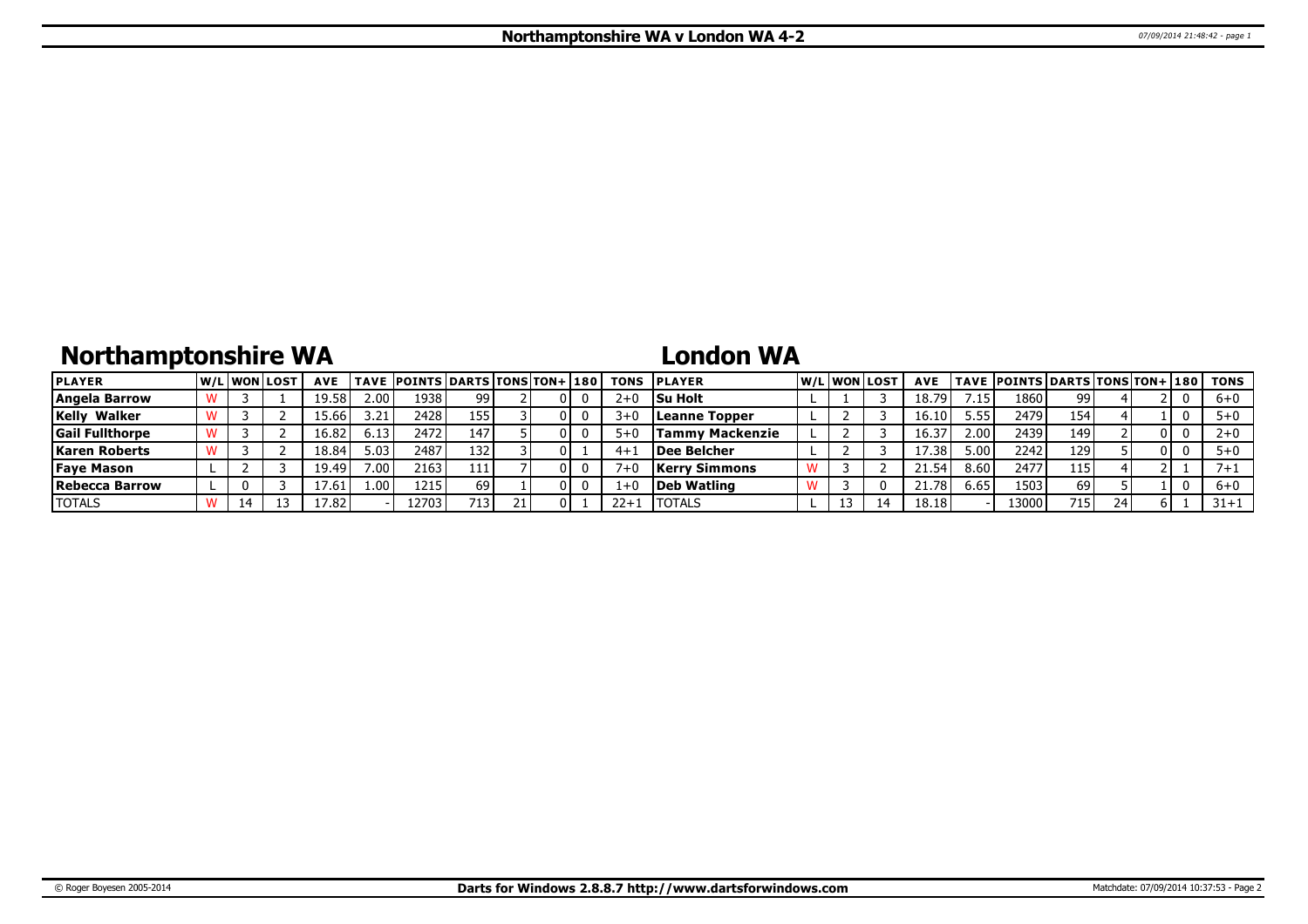# Northamptonshire WA v London WA 4-2

## Northamptonshire WA

| PLAYER | W/L | WON | LOST | AVE | TAVE | POINTS | DARTS | TONS | TON+ | 180 | TONS |
|---|---|---|---|---|---|---|---|---|---|---|---|
| Angela Barrow | W | 3 | 1 | 19.58 | 2.00 | 1938 | 99 | 2 | 0 | 0 | 2+0 |
| Kelly Walker | W | 3 | 2 | 15.66 | 3.21 | 2428 | 155 | 3 | 0 | 0 | 3+0 |
| Gail Fullthorpe | W | 3 | 2 | 16.82 | 6.13 | 2472 | 147 | 5 | 0 | 0 | 5+0 |
| Karen Roberts | W | 3 | 2 | 18.84 | 5.03 | 2487 | 132 | 3 | 0 | 1 | 4+1 |
| Faye Mason | L | 2 | 3 | 19.49 | 7.00 | 2163 | 111 | 7 | 0 | 0 | 7+0 |
| Rebecca Barrow | L | 0 | 3 | 17.61 | 1.00 | 1215 | 69 | 1 | 0 | 0 | 1+0 |
| TOTALS | W | 14 | 13 | 17.82 | - | 12703 | 713 | 21 | 0 | 1 | 22+1 |

## London WA

| PLAYER | W/L | WON | LOST | AVE | TAVE | POINTS | DARTS | TONS | TON+ | 180 | TONS |
|---|---|---|---|---|---|---|---|---|---|---|---|
| Su Holt | L | 1 | 3 | 18.79 | 7.15 | 1860 | 99 | 4 | 2 | 0 | 6+0 |
| Leanne Topper | L | 2 | 3 | 16.10 | 5.55 | 2479 | 154 | 4 | 1 | 0 | 5+0 |
| Tammy Mackenzie | L | 2 | 3 | 16.37 | 2.00 | 2439 | 149 | 2 | 0 | 0 | 2+0 |
| Dee Belcher | L | 2 | 3 | 17.38 | 5.00 | 2242 | 129 | 5 | 0 | 0 | 5+0 |
| Kerry Simmons | W | 3 | 2 | 21.54 | 8.60 | 2477 | 115 | 4 | 2 | 1 | 7+1 |
| Deb Watling | W | 3 | 0 | 21.78 | 6.65 | 1503 | 69 | 5 | 1 | 0 | 6+0 |
| TOTALS | L | 13 | 14 | 18.18 | - | 13000 | 715 | 24 | 6 | 1 | 31+1 |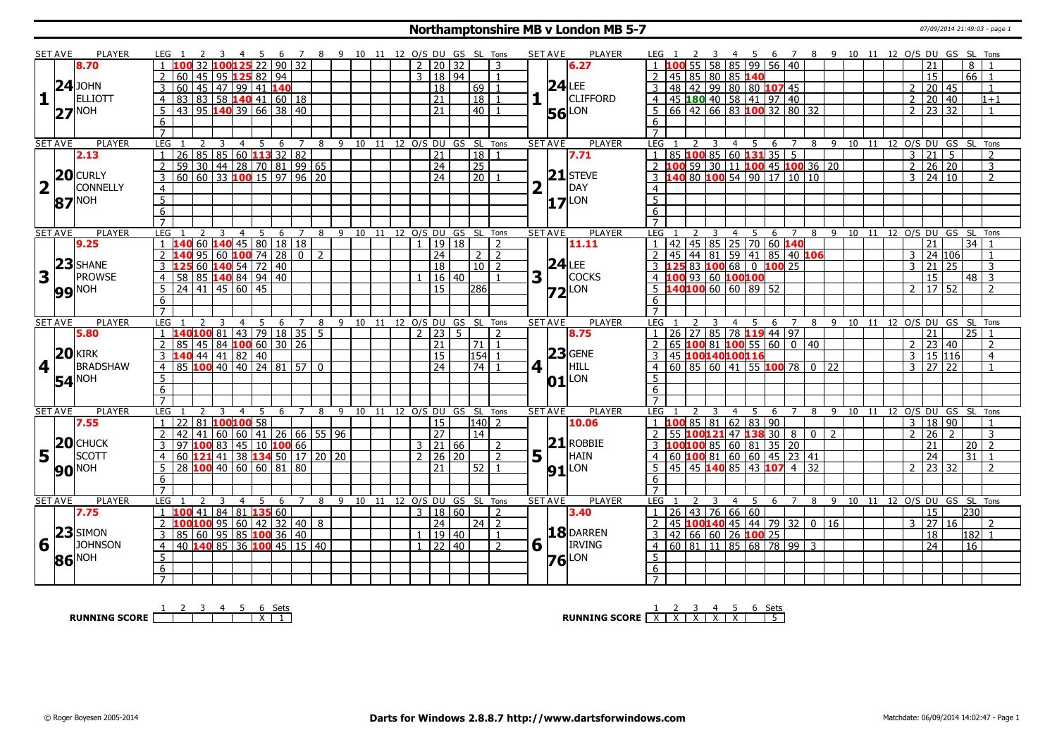# Northamptonshire MB v London MB 5-7

07/09/2014 21:49:03 - page 1

| SET AVE | PLAYER | LEG | 1 | 2 | 3 | 4 | 5 | 6 | 7 | 8 | 9 | 10 | 11 | 12 | O/S | DU | GS | SL | Tons | SET AVE | PLAYER | LEG | 1 | 2 | 3 | 4 | 5 | 6 | 7 | 8 | 9 | 10 | 11 | 12 | O/S | DU | GS | SL | Tons |
|---|---|---|---|---|---|---|---|---|---|---|---|---|---|---|---|---|---|---|---|---|---|---|---|---|---|---|---|---|---|---|---|---|---|---|---|---|---|---|---|
| 8.70 | | 1 | 100 | 32 | 100 | 125 | 22 | 90 | 32 | | | | | | 2 | 20 | 32 | | 3 | 6.27 | | 1 | 100 | 55 | 58 | 85 | 99 | 56 | 40 | | | | | | | 21 | | 8 | 1 |
| 1 | 24 JOHN ELLIOTT | 2 | 60 | 45 | 95 | 125 | 82 | 94 | | | | | | | 3 | 18 | 94 | | 1 | 1 | 24 LEE CLIFFORD | 2 | 45 | 85 | 80 | 85 | 140 | | | | | | | | | 15 | | 66 | 1 |
| | 27 NOH | 3 | 60 | 45 | 47 | 99 | 41 | 140 | | | | | | | | 18 | | 69 | 1 | | 56 LON | 3 | 48 | 42 | 99 | 80 | 80 | 107 | 45 | | | | | | 2 | 20 | 45 | | 1 |
| | | 4 | 83 | 83 | 58 | 140 | 41 | 60 | 18 | | | | | | | 21 | | 18 | 1 | | | 4 | 45 | 180 | 40 | 58 | 41 | 97 | 40 | | | | | | 2 | 20 | 40 | | 1+1 |
| | | 5 | 43 | 95 | 140 | 39 | 66 | 38 | 40 | | | | | | | 21 | | 40 | 1 | | | 5 | 66 | 42 | 66 | 83 | 100 | 32 | 80 | 32 | | | | | 2 | 23 | 32 | | 1 |
| | | 6 | | | | | | | | | | | | | | | | | | | | 6 | | | | | | | | | | | | | | | | | |
| | | 7 | | | | | | | | | | | | | | | | | | | | 7 | | | | | | | | | | | | | | | | | |
| 2.13 | | 1 | 26 | 85 | 85 | 60 | 113 | 32 | 82 | | | | | | | 21 | | 18 | 1 | 7.71 | | 1 | 85 | 100 | 85 | 60 | 131 | 35 | 5 | | | | | | 3 | 21 | 5 | | 2 |
| 2 | 20 CURLY CONNELLY | 2 | 59 | 30 | 44 | 28 | 70 | 81 | 99 | 65 | | | | | | 24 | | 25 | | 2 | 21 STEVE DAY | 2 | 100 | 59 | 30 | 11 | 100 | 45 | 100 | 36 | 20 | | | | 2 | 26 | 20 | | 3 |
| | 87 NOH | 3 | 60 | 60 | 33 | 100 | 15 | 97 | 96 | 20 | | | | | | 24 | | 20 | 1 | | 17 LON | 3 | 140 | 80 | 100 | 54 | 90 | 17 | 10 | 10 | | | | | 3 | 24 | 10 | | 2 |
| | | 4–7 | | | | | | | | | | | | | | | | | | | | 4–7 | | | | | | | | | | | | | | | | | |
| 9.25 | | 1 | 140 | 60 | 140 | 45 | 80 | 18 | 18 | | | | | | 1 | 19 | 18 | | 2 | 11.11 | | 1 | 42 | 45 | 85 | 25 | 70 | 60 | 140 | | | | | | | 21 | | 34 | 1 |
| 3 | 23 SHANE PROWSE | 2 | 140 | 95 | 60 | 100 | 74 | 28 | 0 | 2 | | | | | | 24 | | 2 | 2 | 3 | 24 LEE COCKS | 2 | 45 | 44 | 81 | 59 | 41 | 85 | 40 | 106 | | | | | 3 | 24 | 106 | | 1 |
| | 99 NOH | 3 | 125 | 60 | 140 | 54 | 72 | 40 | | | | | | | | 18 | | 10 | 2 | | 72 LON | 3 | 125 | 83 | 100 | 68 | 0 | 100 | 25 | | | | | | 3 | 21 | 25 | | 3 |
| | | 4 | 58 | 85 | 140 | 84 | 94 | 40 | | | | | | | 1 | 16 | 40 | | 1 | | | 4 | 100 | 93 | 60 | 100 | 100 | | | | | | | | | 15 | | 48 | 3 |
| | | 5 | 24 | 41 | 45 | 60 | 45 | | | | | | | | | 15 | | 286 | | | | 5 | 140 | 100 | 60 | 60 | 89 | 52 | | | | | | | 2 | 17 | 52 | | 2 |
| | | 6–7 | | | | | | | | | | | | | | | | | | | | 6–7 | | | | | | | | | | | | | | | | | |
| 5.80 | | 1 | 140 | 100 | 81 | 43 | 79 | 18 | 35 | 5 | | | | | 2 | 23 | 5 | | 2 | 8.75 | | 1 | 26 | 27 | 85 | 78 | 119 | 44 | 97 | | | | | | | 21 | | 25 | 1 |
| 4 | 20 KIRK BRADSHAW | 2 | 85 | 45 | 84 | 100 | 60 | 30 | 26 | | | | | | | 21 | | 71 | 1 | 4 | 23 GENE HILL | 2 | 65 | 100 | 81 | 100 | 55 | 60 | 0 | 40 | | | | | 2 | 23 | 40 | | 2 |
| | 54 NOH | 3 | 140 | 44 | 41 | 82 | 40 | | | | | | | | | 15 | | 154 | 1 | | 01 LON | 3 | 45 | 100 | 140 | 100 | 116 | | | | | | | | 3 | 15 | 116 | | 4 |
| | | 4 | 85 | 100 | 40 | 40 | 24 | 81 | 57 | 0 | | | | | | 24 | | 74 | 1 | | | 4 | 60 | 85 | 60 | 41 | 55 | 100 | 78 | 0 | 22 | | | | 3 | 27 | 22 | | 1 |
| | | 5–7 | | | | | | | | | | | | | | | | | | | | 5–7 | | | | | | | | | | | | | | | | | |
| 7.55 | | 1 | 22 | 81 | 100 | 100 | 58 | | | | | | | | | 15 | | 140 | 2 | 10.06 | | 1 | 100 | 85 | 81 | 62 | 83 | 90 | | | | | | | 3 | 18 | 90 | | 1 |
| 5 | 20 CHUCK SCOTT | 2 | 42 | 41 | 60 | 60 | 41 | 26 | 66 | 55 | 96 | | | | | 27 | | 14 | | 5 | 21 ROBBIE HAIN | 2 | 55 | 100 | 121 | 47 | 138 | 30 | 8 | 0 | 2 | | | | 2 | 26 | 2 | | 3 |
| | 90 NOH | 3 | 97 | 100 | 83 | 45 | 10 | 100 | 66 | | | | | | 3 | 21 | 66 | | 2 | | 91 LON | 3 | 100 | 100 | 85 | 60 | 81 | 35 | 20 | | | | | | | 21 | | 20 | 2 |
| | | 4 | 60 | 121 | 41 | 38 | 134 | 50 | 17 | 20 | 20 | | | | 2 | 26 | 20 | | 2 | | | 4 | 60 | 100 | 81 | 60 | 60 | 45 | 23 | 41 | | | | | | 24 | | 31 | 1 |
| | | 5 | 28 | 100 | 40 | 60 | 60 | 81 | 80 | | | | | | | 21 | | 52 | 1 | | | 5 | 45 | 45 | 140 | 85 | 43 | 107 | 4 | 32 | | | | | 2 | 23 | 32 | | 2 |
| | | 6–7 | | | | | | | | | | | | | | | | | | | | 6–7 | | | | | | | | | | | | | | | | | |
| 7.75 | | 1 | 100 | 41 | 84 | 81 | 135 | 60 | | | | | | | 3 | 18 | 60 | | 2 | 3.40 | | 1 | 26 | 43 | 76 | 66 | 60 | | | | | | | | | 15 | | 230 | |
| 6 | 23 SIMON JOHNSON | 2 | 100 | 100 | 95 | 60 | 42 | 32 | 40 | 8 | | | | | | 24 | | 24 | 2 | 6 | 18 DARREN IRVING | 2 | 45 | 100 | 140 | 45 | 44 | 79 | 32 | 0 | 16 | | | | 3 | 27 | 16 | | 2 |
| | 86 NOH | 3 | 85 | 60 | 95 | 85 | 100 | 36 | 40 | | | | | | 1 | 19 | 40 | | 1 | | 76 LON | 3 | 42 | 66 | 60 | 26 | 100 | 25 | | | | | | | | 18 | | 182 | 1 |
| | | 4 | 40 | 140 | 85 | 36 | 100 | 45 | 15 | 40 | | | | | 1 | 22 | 40 | | 2 | | | 4 | 60 | 81 | 11 | 85 | 68 | 78 | 99 | 3 | | | | | | 24 | | 16 | |
| | | 5–7 | | | | | | | | | | | | | | | | | | | | 5–7 | | | | | | | | | | | | | | | | | |

| RUNNING SCORE | 1 | 2 | 3 | 4 | 5 | 6 | Sets |
|---|---|---|---|---|---|---|---|
| Northamptonshire MB | | | | | | X | 1 |
| London MB | X | X | X | X | X | | 5 |

© Roger Boyesen 2005-2014 — Darts for Windows 2.8.8.7 http://www.dartsforwindows.com — Matchdate: 06/09/2014 14:02:47 - Page 1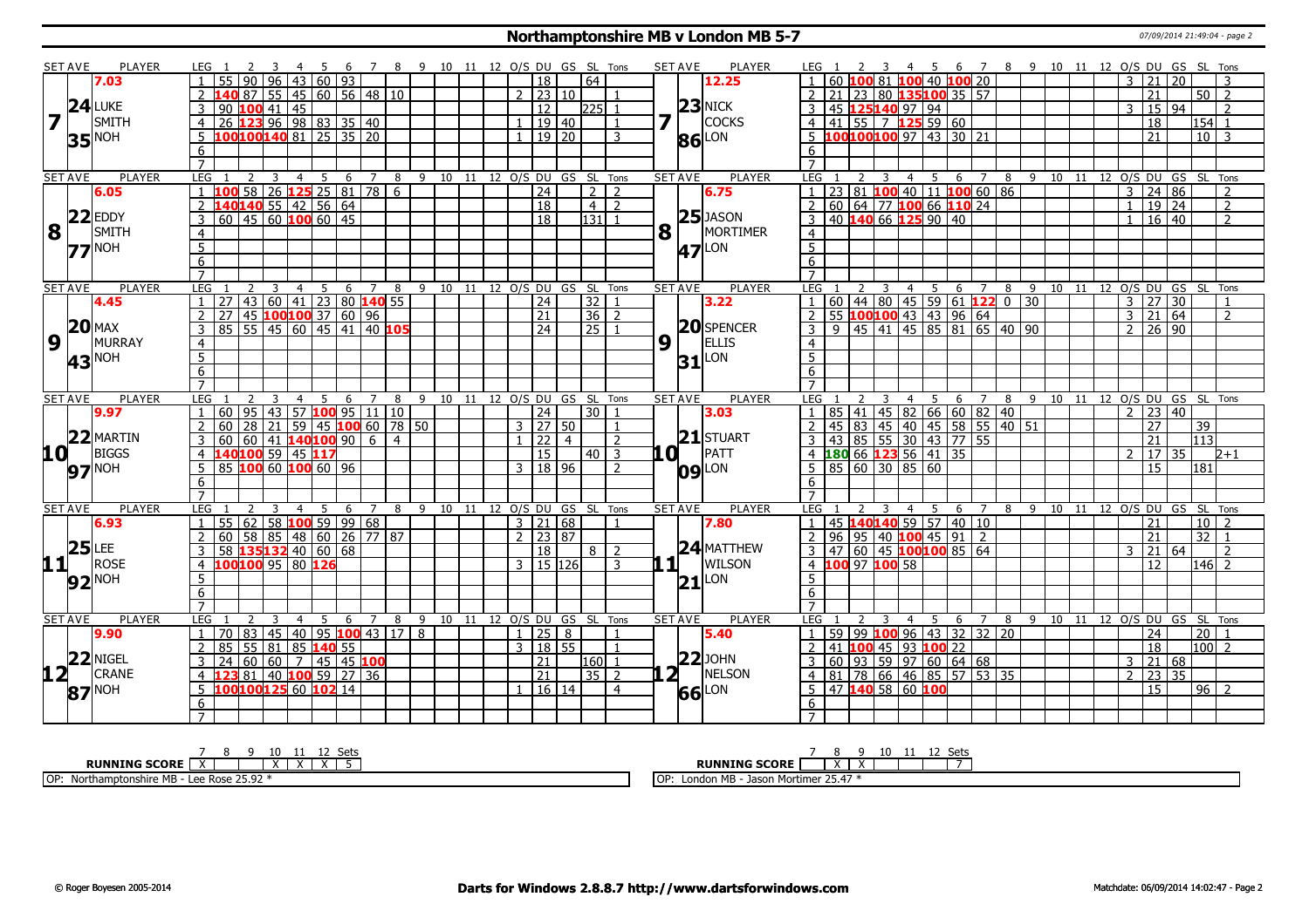# Northamptonshire MB v London MB 5-7

07/09/2014 21:49:04 - page 2

| SET | AVE | PLAYER | LEG | 1 | 2 | 3 | 4 | 5 | 6 | 7 | 8 | 9 | 10 | 11 | 12 | O/S | DU | GS | SL | Tons | SET | AVE | PLAYER | LEG | 1 | 2 | 3 | 4 | 5 | 6 | 7 | 8 | 9 | 10 | 11 | 12 | O/S | DU | GS | SL | Tons |
|---|---|---|---|---|---|---|---|---|---|---|---|---|---|---|---|---|---|---|---|---|---|---|---|---|---|---|---|---|---|---|---|---|---|---|---|---|---|---|---|---|---|
| 7 | 7.03 | 24 LUKE SMITH 35 NOH | 1 | 55 | 90 | 96 | 43 | 60 | 93 | | | | | | | | 18 | | 64 | | 7 | 12.25 | 23 NICK COCKS 86 LON | 1 | 60 | 100 | 81 | 100 | 40 | 100 | 20 | | | | | | 3 | 21 | 20 | | 3 |
| | | | 2 | 140 | 87 | 55 | 45 | 60 | 56 | 48 | 10 | | | | | 2 | 23 | 10 | | 1 | | | | 2 | 21 | 23 | 80 | 135 | 100 | 35 | 57 | | | | | | | 21 | | 50 | 2 |
| | | | 3 | 90 | 100 | 41 | 45 | | | | | | | | | | 12 | | 225 | 1 | | | | 3 | 45 | 125 | 140 | 97 | 94 | | | | | | | | 3 | 15 | 94 | | 2 |
| | | | 4 | 26 | 123 | 96 | 98 | 83 | 35 | 40 | | | | | | 1 | 19 | 40 | | 1 | | | | 4 | 41 | 55 | 7 | 125 | 59 | 60 | | | | | | | | 18 | | 154 | 1 |
| | | | 5 | 100 | 100 | 140 | 81 | 25 | 35 | 20 | | | | | | 1 | 19 | 20 | | 3 | | | | 5 | 100 | 100 | 100 | 97 | 43 | 30 | 21 | | | | | | | 21 | | 10 | 3 |
| | | | 6 | | | | | | | | | | | | | | | | | | | | | 6 | | | | | | | | | | | | | | | | | |
| | | | 7 | | | | | | | | | | | | | | | | | | | | | 7 | | | | | | | | | | | | | | | | | |
| 8 | 6.05 | 22 EDDY SMITH 77 NOH | 1 | 100 | 58 | 26 | 125 | 25 | 81 | 78 | 6 | | | | | | 24 | | 2 | 2 | 8 | 6.75 | 25 JASON MORTIMER 47 LON | 1 | 23 | 81 | 100 | 40 | 11 | 100 | 60 | 86 | | | | | 3 | 24 | 86 | | 2 |
| | | | 2 | 140 | 140 | 55 | 42 | 56 | 64 | | | | | | | | 18 | | 4 | 2 | | | | 2 | 60 | 64 | 77 | 100 | 66 | 110 | 24 | | | | | | 1 | 19 | 24 | | 2 |
| | | | 3 | 60 | 45 | 60 | 100 | 60 | 45 | | | | | | | | 18 | | 131 | 1 | | | | 3 | 40 | 140 | 66 | 125 | 90 | 40 | | | | | | | 1 | 16 | 40 | | 2 |
| | | | 4 | | | | | | | | | | | | | | | | | | | | | 4 | | | | | | | | | | | | | | | | | |
| | | | 5 | | | | | | | | | | | | | | | | | | | | | 5 | | | | | | | | | | | | | | | | | |
| | | | 6 | | | | | | | | | | | | | | | | | | | | | 6 | | | | | | | | | | | | | | | | | |
| | | | 7 | | | | | | | | | | | | | | | | | | | | | 7 | | | | | | | | | | | | | | | | | |
| 9 | 4.45 | 20 MAX MURRAY 43 NOH | 1 | 27 | 43 | 60 | 41 | 23 | 80 | 140 | 55 | | | | | | 24 | | 32 | 1 | 9 | 3.22 | 20 SPENCER ELLIS 31 LON | 1 | 60 | 44 | 80 | 45 | 59 | 61 | 122 | 0 | 30 | | | | 3 | 27 | 30 | | 1 |
| | | | 2 | 27 | 45 | 100 | 100 | 37 | 60 | 96 | | | | | | | 21 | | 36 | 2 | | | | 2 | 55 | 100 | 100 | 43 | 43 | 96 | 64 | | | | | | 3 | 21 | 64 | | 2 |
| | | | 3 | 85 | 55 | 45 | 60 | 45 | 41 | 40 | 105 | | | | | | 24 | | 25 | 1 | | | | 3 | 9 | 45 | 41 | 45 | 85 | 81 | 65 | 40 | 90 | | | | 2 | 26 | 90 | | |
| | | | 4 | | | | | | | | | | | | | | | | | | | | | 4 | | | | | | | | | | | | | | | | | |
| | | | 5 | | | | | | | | | | | | | | | | | | | | | 5 | | | | | | | | | | | | | | | | | |
| | | | 6 | | | | | | | | | | | | | | | | | | | | | 6 | | | | | | | | | | | | | | | | | |
| | | | 7 | | | | | | | | | | | | | | | | | | | | | 7 | | | | | | | | | | | | | | | | | |
| 10 | 9.97 | 22 MARTIN BIGGS 97 NOH | 1 | 60 | 95 | 43 | 57 | 100 | 95 | 11 | 10 | | | | | | 24 | | 30 | 1 | 10 | 3.03 | 21 STUART PATT 09 LON | 1 | 85 | 41 | 45 | 82 | 66 | 60 | 82 | 40 | | | | | 2 | 23 | 40 | | |
| | | | 2 | 60 | 28 | 21 | 59 | 45 | 100 | 60 | 78 | 50 | | | | 3 | 27 | 50 | | 1 | | | | 2 | 45 | 83 | 45 | 40 | 45 | 58 | 55 | 40 | 51 | | | | | 27 | | 39 | |
| | | | 3 | 60 | 60 | 41 | 140 | 100 | 90 | 6 | 4 | | | | | 1 | 22 | 4 | | 2 | | | | 3 | 43 | 85 | 55 | 30 | 43 | 77 | 55 | | | | | | | 21 | | 113 | |
| | | | 4 | 140 | 100 | 59 | 45 | 117 | | | | | | | | | 15 | | 40 | 3 | | | | 4 | 180 | 66 | 123 | 56 | 41 | 35 | | | | | | | 2 | 17 | 35 | | 2+1 |
| | | | 5 | 85 | 100 | 60 | 100 | 60 | 96 | | | | | | | 3 | 18 | 96 | | 2 | | | | 5 | 85 | 60 | 30 | 85 | 60 | | | | | | | | | 15 | | 181 | |
| | | | 6 | | | | | | | | | | | | | | | | | | | | | 6 | | | | | | | | | | | | | | | | | |
| | | | 7 | | | | | | | | | | | | | | | | | | | | | 7 | | | | | | | | | | | | | | | | | |
| 11 | 6.93 | 25 LEE ROSE 92 NOH | 1 | 55 | 62 | 58 | 100 | 59 | 99 | 68 | | | | | | 3 | 21 | 68 | | 1 | 11 | 7.80 | 24 MATTHEW WILSON 21 LON | 1 | 45 | 140 | 140 | 59 | 57 | 40 | 10 | | | | | | | 21 | | 10 | 2 |
| | | | 2 | 60 | 58 | 85 | 48 | 60 | 26 | 77 | 87 | | | | | 2 | 23 | 87 | | | | | | 2 | 96 | 95 | 40 | 100 | 45 | 91 | 2 | | | | | | | 21 | | 32 | 1 |
| | | | 3 | 58 | 135 | 132 | 40 | 60 | 68 | | | | | | | | 18 | | 8 | 2 | | | | 3 | 47 | 60 | 45 | 100 | 100 | 85 | 64 | | | | | | 3 | 21 | 64 | | 2 |
| | | | 4 | 100 | 100 | 95 | 80 | 126 | | | | | | | | 3 | 15 | 126 | | 3 | | | | 4 | 100 | 97 | 100 | 58 | | | | | | | | | | 12 | | 146 | 2 |
| | | | 5 | | | | | | | | | | | | | | | | | | | | | 5 | | | | | | | | | | | | | | | | | |
| | | | 6 | | | | | | | | | | | | | | | | | | | | | 6 | | | | | | | | | | | | | | | | | |
| | | | 7 | | | | | | | | | | | | | | | | | | | | | 7 | | | | | | | | | | | | | | | | | |
| 12 | 9.90 | 22 NIGEL CRANE 87 NOH | 1 | 70 | 83 | 45 | 40 | 95 | 100 | 43 | 17 | 8 | | | | 1 | 25 | 8 | | 1 | 12 | 5.40 | 22 JOHN NELSON 66 LON | 1 | 59 | 99 | 100 | 96 | 43 | 32 | 32 | 20 | | | | | | 24 | | 20 | 1 |
| | | | 2 | 85 | 55 | 81 | 85 | 140 | 55 | | | | | | | 3 | 18 | 55 | | 1 | | | | 2 | 41 | 100 | 45 | 93 | 100 | 22 | | | | | | | | 18 | | 100 | 2 |
| | | | 3 | 24 | 60 | 60 | 7 | 45 | 45 | 100 | | | | | | | 21 | | 160 | 1 | | | | 3 | 60 | 93 | 59 | 97 | 60 | 64 | 68 | | | | | | 3 | 21 | 68 | | |
| | | | 4 | 123 | 81 | 40 | 100 | 59 | 27 | 36 | | | | | | | 21 | | 35 | 2 | | | | 4 | 81 | 78 | 66 | 46 | 85 | 57 | 53 | 35 | | | | | 2 | 23 | 35 | | |
| | | | 5 | 100 | 100 | 125 | 60 | 102 | 14 | | | | | | | 1 | 16 | 14 | | 4 | | | | 5 | 47 | 140 | 58 | 60 | 100 | | | | | | | | | 15 | | 96 | 2 |
| | | | 6 | | | | | | | | | | | | | | | | | | | | | 6 | | | | | | | | | | | | | | | | | |
| | | | 7 | | | | | | | | | | | | | | | | | | | | | 7 | | | | | | | | | | | | | | | | | |

| RUNNING SCORE | 7 | 8 | 9 | 10 | 11 | 12 | Sets |
|---|---|---|---|---|---|---|---|
| Northamptonshire MB | X | | | X | X | X | 5 |
| London MB | | X | X | | | | 7 |

OP: Northamptonshire MB - Lee Rose 25.92 *

OP: London MB - Jason Mortimer 25.47 *

© Roger Boyesen 2005-2014 **Darts for Windows 2.8.8.7 http://www.dartsforwindows.com** Matchdate: 06/09/2014 14:02:47 - Page 2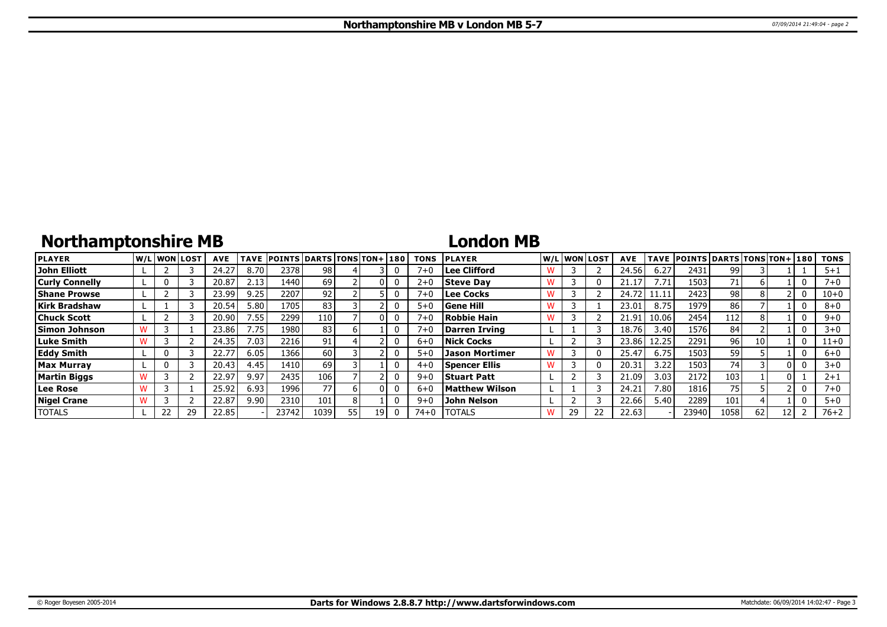# Northamptonshire MB v London MB 5-7

## Northamptonshire MB

| PLAYER | W/L | WON | LOST | AVE | TAVE | POINTS | DARTS | TONS | TON+ | 180 | TONS |
|---|---|---|---|---|---|---|---|---|---|---|---|
| John Elliott | L | 2 | 3 | 24.27 | 8.70 | 2378 | 98 | 4 | 3 | 0 | 7+0 |
| Curly Connelly | L | 0 | 3 | 20.87 | 2.13 | 1440 | 69 | 2 | 0 | 0 | 2+0 |
| Shane Prowse | L | 2 | 3 | 23.99 | 9.25 | 2207 | 92 | 2 | 5 | 0 | 7+0 |
| Kirk Bradshaw | L | 1 | 3 | 20.54 | 5.80 | 1705 | 83 | 3 | 2 | 0 | 5+0 |
| Chuck Scott | L | 2 | 3 | 20.90 | 7.55 | 2299 | 110 | 7 | 0 | 0 | 7+0 |
| Simon Johnson | W | 3 | 1 | 23.86 | 7.75 | 1980 | 83 | 6 | 1 | 0 | 7+0 |
| Luke Smith | W | 3 | 2 | 24.35 | 7.03 | 2216 | 91 | 4 | 2 | 0 | 6+0 |
| Eddy Smith | L | 0 | 3 | 22.77 | 6.05 | 1366 | 60 | 3 | 2 | 0 | 5+0 |
| Max Murray | L | 0 | 3 | 20.43 | 4.45 | 1410 | 69 | 3 | 1 | 0 | 4+0 |
| Martin Biggs | W | 3 | 2 | 22.97 | 9.97 | 2435 | 106 | 7 | 2 | 0 | 9+0 |
| Lee Rose | W | 3 | 1 | 25.92 | 6.93 | 1996 | 77 | 6 | 0 | 0 | 6+0 |
| Nigel Crane | W | 3 | 2 | 22.87 | 9.90 | 2310 | 101 | 8 | 1 | 0 | 9+0 |
| TOTALS | L | 22 | 29 | 22.85 | - | 23742 | 1039 | 55 | 19 | 0 | 74+0 |

## London MB

| PLAYER | W/L | WON | LOST | AVE | TAVE | POINTS | DARTS | TONS | TON+ | 180 | TONS |
|---|---|---|---|---|---|---|---|---|---|---|---|
| Lee Clifford | W | 3 | 2 | 24.56 | 6.27 | 2431 | 99 | 3 | 1 | 1 | 5+1 |
| Steve Day | W | 3 | 0 | 21.17 | 7.71 | 1503 | 71 | 6 | 1 | 0 | 7+0 |
| Lee Cocks | W | 3 | 2 | 24.72 | 11.11 | 2423 | 98 | 8 | 2 | 0 | 10+0 |
| Gene Hill | W | 3 | 1 | 23.01 | 8.75 | 1979 | 86 | 7 | 1 | 0 | 8+0 |
| Robbie Hain | W | 3 | 2 | 21.91 | 10.06 | 2454 | 112 | 8 | 1 | 0 | 9+0 |
| Darren Irving | L | 1 | 3 | 18.76 | 3.40 | 1576 | 84 | 2 | 1 | 0 | 3+0 |
| Nick Cocks | L | 2 | 3 | 23.86 | 12.25 | 2291 | 96 | 10 | 1 | 0 | 11+0 |
| Jason Mortimer | W | 3 | 0 | 25.47 | 6.75 | 1503 | 59 | 5 | 1 | 0 | 6+0 |
| Spencer Ellis | W | 3 | 0 | 20.31 | 3.22 | 1503 | 74 | 3 | 0 | 0 | 3+0 |
| Stuart Patt | L | 2 | 3 | 21.09 | 3.03 | 2172 | 103 | 1 | 0 | 1 | 2+1 |
| Matthew Wilson | L | 1 | 3 | 24.21 | 7.80 | 1816 | 75 | 5 | 2 | 0 | 7+0 |
| John Nelson | L | 2 | 3 | 22.66 | 5.40 | 2289 | 101 | 4 | 1 | 0 | 5+0 |
| TOTALS | W | 29 | 22 | 22.63 | - | 23940 | 1058 | 62 | 12 | 2 | 76+2 |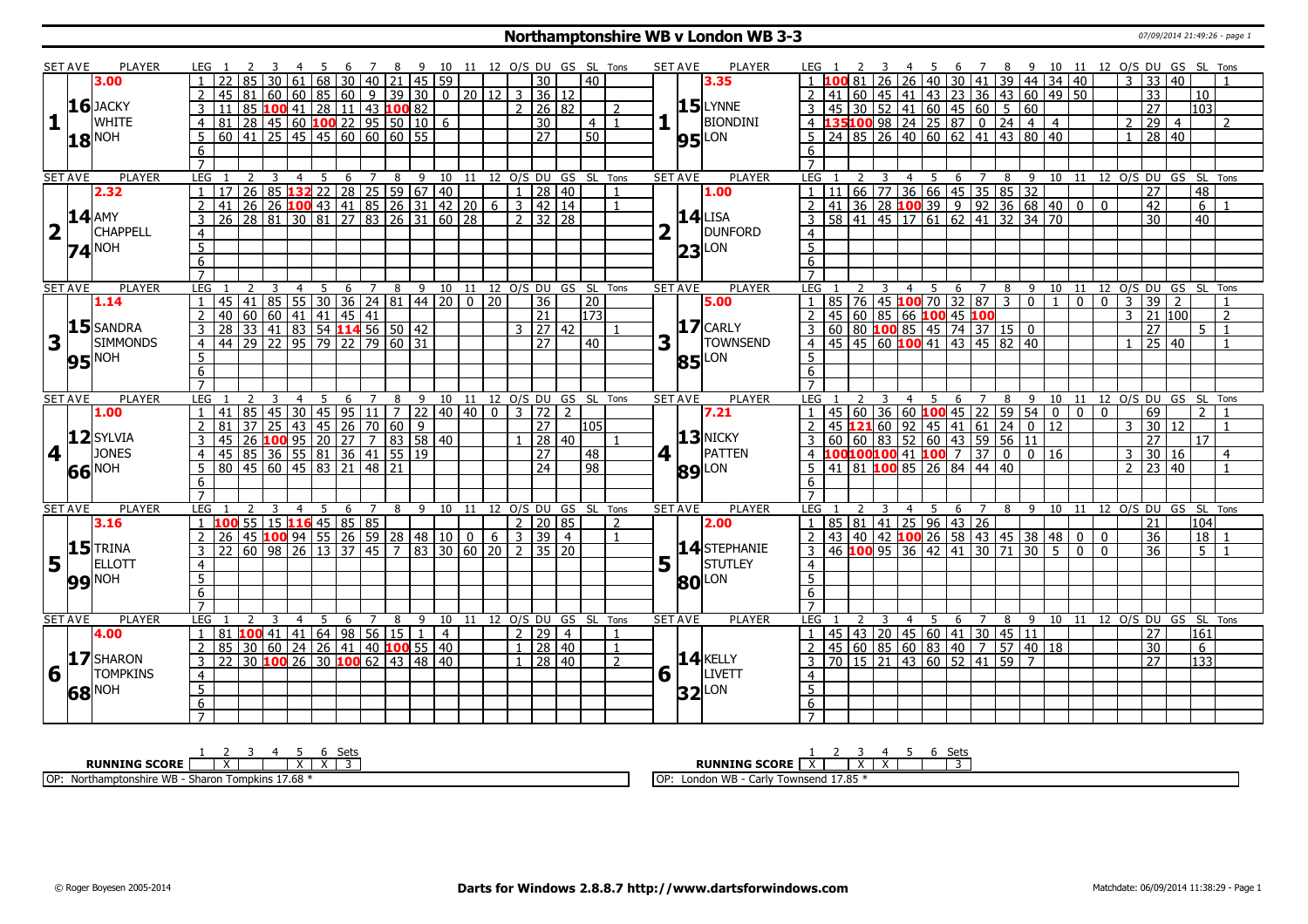# Northamptonshire WB v London WB 3-3

07/09/2014 21:49:26 - page 1

| SET | SET AVE | PLAYER | LEG | 1 | 2 | 3 | 4 | 5 | 6 | 7 | 8 | 9 | 10 | 11 | 12 | O/S | DU | GS | SL | Tons | SET AVE | PLAYER | LEG | 1 | 2 | 3 | 4 | 5 | 6 | 7 | 8 | 9 | 10 | 11 | 12 | O/S | DU | GS | SL | Tons |
|---|---|---|---|---|---|---|---|---|---|---|---|---|---|---|---|---|---|---|---|---|---|---|---|---|---|---|---|---|---|---|---|---|---|---|---|---|---|---|---|---|
| 1 | 3.00 | JACKY WHITE | 1 | 22 | 85 | 30 | 61 | 68 | 30 | 40 | 21 | 45 | 59 | | | | 30 | | 40 | | 3.35 | LYNNE BIONDINI | 1 | 100 | 81 | 26 | 26 | 40 | 30 | 41 | 39 | 44 | 34 | 40 | | 3 | 33 | 40 | | 1 |
| | 16 | | 2 | 45 | 81 | 60 | 60 | 85 | 60 | 9 | 39 | 30 | 0 | 20 | 12 | 3 | 36 | 12 | | | 15 | | 2 | 41 | 60 | 45 | 41 | 43 | 23 | 36 | 43 | 60 | 49 | 50 | | | 33 | | 10 | |
| | 18 | NOH | 3 | 11 | 85 | 100 | 41 | 28 | 11 | 43 | 100 | 82 | | | | 2 | 26 | 82 | | 2 | 95 | LON | 3 | 45 | 30 | 52 | 41 | 60 | 45 | 60 | 5 | 60 | | | | | 27 | | 103 | |
| | | | 4 | 81 | 28 | 45 | 60 | 100 | 22 | 95 | 50 | 10 | 6 | | | | 30 | | 4 | 1 | | | 4 | 135 | 100 | 98 | 24 | 25 | 87 | 0 | 24 | 4 | 4 | | | 2 | 29 | 4 | | 2 |
| | | | 5 | 60 | 41 | 25 | 45 | 45 | 60 | 60 | 60 | 55 | | | | | 27 | | 50 | | | | 5 | 24 | 85 | 26 | 40 | 60 | 62 | 41 | 43 | 80 | 40 | | | 1 | 28 | 40 | | |
| 2 | 2.32 | AMY CHAPPELL | 1 | 17 | 26 | 85 | 132 | 22 | 28 | 25 | 59 | 67 | 40 | | | 1 | 28 | 40 | | 1 | 1.00 | LISA DUNFORD | 1 | 11 | 66 | 77 | 36 | 66 | 45 | 35 | 85 | 32 | | | | | 27 | | 48 | |
| | 14 | | 2 | 41 | 26 | 26 | 100 | 43 | 41 | 85 | 26 | 31 | 42 | 20 | 6 | 3 | 42 | 14 | | 1 | 14 | | 2 | 41 | 36 | 28 | 100 | 39 | 9 | 92 | 36 | 68 | 40 | 0 | 0 | | 42 | | 6 | 1 |
| | 74 | NOH | 3 | 26 | 28 | 81 | 30 | 81 | 27 | 83 | 26 | 31 | 60 | 28 | | 2 | 32 | 28 | | | 23 | LON | 3 | 58 | 41 | 45 | 17 | 61 | 62 | 41 | 32 | 34 | 70 | | | | 30 | | 40 | |
| 3 | 1.14 | SANDRA SIMMONDS | 1 | 45 | 41 | 85 | 55 | 30 | 36 | 24 | 81 | 44 | 20 | 0 | 20 | | 36 | | 20 | | 5.00 | CARLY TOWNSEND | 1 | 85 | 76 | 45 | 100 | 70 | 32 | 87 | 3 | 0 | 1 | 0 | 0 | 3 | 39 | 2 | | 1 |
| | 15 | | 2 | 40 | 60 | 60 | 41 | 41 | 45 | 41 | | | | | | | 21 | | 173 | | 17 | | 2 | 45 | 60 | 85 | 66 | 100 | 45 | 100 | | | | | | 3 | 21 | 100 | | 2 |
| | 95 | NOH | 3 | 28 | 33 | 41 | 83 | 54 | 114 | 56 | 50 | 42 | | | | 3 | 27 | 42 | | 1 | 85 | LON | 3 | 60 | 80 | 100 | 85 | 45 | 74 | 37 | 15 | 0 | | | | | 27 | | 5 | 1 |
| | | | 4 | 44 | 29 | 22 | 95 | 79 | 22 | 79 | 60 | 31 | | | | | 27 | | 40 | | | | 4 | 45 | 45 | 60 | 100 | 41 | 43 | 45 | 82 | 40 | | | | 1 | 25 | 40 | | 1 |
| 4 | 1.00 | SYLVIA JONES | 1 | 41 | 85 | 45 | 30 | 45 | 95 | 11 | 7 | 22 | 40 | 40 | 0 | 3 | 72 | 2 | | | 7.21 | NICKY PATTEN | 1 | 45 | 60 | 36 | 60 | 100 | 45 | 22 | 59 | 54 | 0 | 0 | 0 | | 69 | | 2 | 1 |
| | 12 | | 2 | 81 | 37 | 25 | 43 | 45 | 26 | 70 | 60 | 9 | | | | | 27 | | 105 | | 13 | | 2 | 45 | 121 | 60 | 92 | 45 | 41 | 61 | 24 | 0 | 12 | | | 3 | 30 | 12 | | 1 |
| | 66 | NOH | 3 | 45 | 26 | 100 | 95 | 20 | 27 | 7 | 83 | 58 | 40 | | | 1 | 28 | 40 | | 1 | 89 | LON | 3 | 60 | 60 | 83 | 52 | 60 | 43 | 59 | 56 | 11 | | | | | 27 | | 17 | |
| | | | 4 | 45 | 85 | 36 | 55 | 81 | 36 | 41 | 55 | 19 | | | | | 27 | | 48 | | | | 4 | 100 | 100 | 100 | 41 | 100 | 7 | 37 | 0 | 0 | 16 | | | 3 | 30 | 16 | | 4 |
| | | | 5 | 80 | 45 | 60 | 45 | 83 | 21 | 48 | 21 | | | | | | 24 | | 98 | | | | 5 | 41 | 81 | 100 | 85 | 26 | 84 | 44 | 40 | | | | | 2 | 23 | 40 | | 1 |
| 5 | 3.16 | TRINA ELLOTT | 1 | 100 | 55 | 15 | 116 | 45 | 85 | 85 | | | | | | 2 | 20 | 85 | | 2 | 2.00 | STEPHANIE STUTLEY | 1 | 85 | 81 | 41 | 25 | 96 | 43 | 26 | | | | | | | 21 | | 104 | |
| | 15 | | 2 | 26 | 45 | 100 | 94 | 55 | 26 | 59 | 28 | 48 | 10 | 0 | 6 | 3 | 39 | 4 | | 1 | 14 | | 2 | 43 | 40 | 42 | 100 | 26 | 58 | 43 | 45 | 38 | 48 | 0 | 0 | | 36 | | 18 | 1 |
| | 99 | NOH | 3 | 22 | 60 | 98 | 26 | 13 | 37 | 45 | 7 | 83 | 30 | 60 | 20 | 2 | 35 | 20 | | | 80 | LON | 3 | 46 | 100 | 95 | 36 | 42 | 41 | 30 | 71 | 30 | 5 | 0 | 0 | | 36 | | 5 | 1 |
| 6 | 4.00 | SHARON TOMPKINS | 1 | 81 | 100 | 41 | 41 | 64 | 98 | 56 | 15 | 1 | 4 | | | 2 | 29 | 4 | | 1 | | KELLY LIVETT | 1 | 45 | 43 | 20 | 45 | 60 | 41 | 30 | 45 | 11 | | | | | 27 | | 161 | |
| | 17 | | 2 | 85 | 30 | 60 | 24 | 26 | 41 | 40 | 100 | 55 | 40 | | | 1 | 28 | 40 | | 1 | 14 | | 2 | 45 | 60 | 85 | 60 | 83 | 40 | 7 | 57 | 40 | 18 | | | | 30 | | 6 | |
| | 68 | NOH | 3 | 22 | 30 | 100 | 26 | 30 | 100 | 62 | 43 | 48 | 40 | | | 1 | 28 | 40 | | 2 | 32 | LON | 3 | 70 | 15 | 21 | 43 | 60 | 52 | 41 | 59 | 7 | | | | | 27 | | 133 | |

| RUNNING SCORE | 1 | 2 | 3 | 4 | 5 | 6 | Sets |
|---|---|---|---|---|---|---|---|
| Northamptonshire WB | | X | | | X | X | 3 |
| London WB | X | | X | X | | | 3 |

OP: Northamptonshire WB - Sharon Tompkins 17.68 *

OP: London WB - Carly Townsend 17.85 *

© Roger Boyesen 2005-2014 — Darts for Windows 2.8.8.7 http://www.dartsforwindows.com — Matchdate: 06/09/2014 11:38:29 - Page 1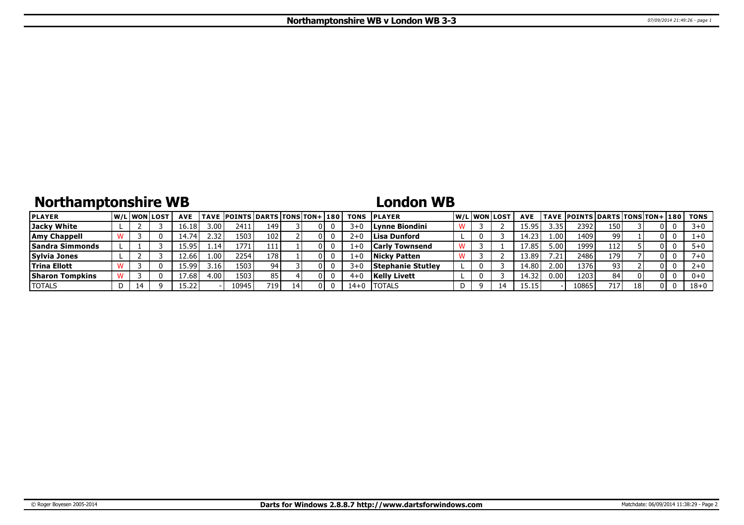# Northamptonshire WB v London WB 3-3

## Northamptonshire WB

## London WB

| PLAYER | W/L | WON | LOST | AVE | TAVE | POINTS | DARTS | TONS | TON+ | 180 | TONS | PLAYER | W/L | WON | LOST | AVE | TAVE | POINTS | DARTS | TONS | TON+ | 180 | TONS |
|---|---|---|---|---|---|---|---|---|---|---|---|---|---|---|---|---|---|---|---|---|---|---|---|
| **Jacky White** | L | 2 | 3 | 16.18 | 3.00 | 2411 | 149 | 3 | 0 | 0 | 3+0 | **Lynne Biondini** | W | 3 | 2 | 15.95 | 3.35 | 2392 | 150 | 3 | 0 | 0 | 3+0 |
| **Amy Chappell** | W | 3 | 0 | 14.74 | 2.32 | 1503 | 102 | 2 | 0 | 0 | 2+0 | **Lisa Dunford** | L | 0 | 3 | 14.23 | 1.00 | 1409 | 99 | 1 | 0 | 0 | 1+0 |
| **Sandra Simmonds** | L | 1 | 3 | 15.95 | 1.14 | 1771 | 111 | 1 | 0 | 0 | 1+0 | **Carly Townsend** | W | 3 | 1 | 17.85 | 5.00 | 1999 | 112 | 5 | 0 | 0 | 5+0 |
| **Sylvia Jones** | L | 2 | 3 | 12.66 | 1.00 | 2254 | 178 | 1 | 0 | 0 | 1+0 | **Nicky Patten** | W | 3 | 2 | 13.89 | 7.21 | 2486 | 179 | 7 | 0 | 0 | 7+0 |
| **Trina Ellott** | W | 3 | 0 | 15.99 | 3.16 | 1503 | 94 | 3 | 0 | 0 | 3+0 | **Stephanie Stutley** | L | 0 | 3 | 14.80 | 2.00 | 1376 | 93 | 2 | 0 | 0 | 2+0 |
| **Sharon Tompkins** | W | 3 | 0 | 17.68 | 4.00 | 1503 | 85 | 4 | 0 | 0 | 4+0 | **Kelly Livett** | L | 0 | 3 | 14.32 | 0.00 | 1203 | 84 | 0 | 0 | 0 | 0+0 |
| TOTALS | D | 14 | 9 | 15.22 | - | 10945 | 719 | 14 | 0 | 0 | 14+0 | TOTALS | D | 9 | 14 | 15.15 | - | 10865 | 717 | 18 | 0 | 0 | 18+0 |